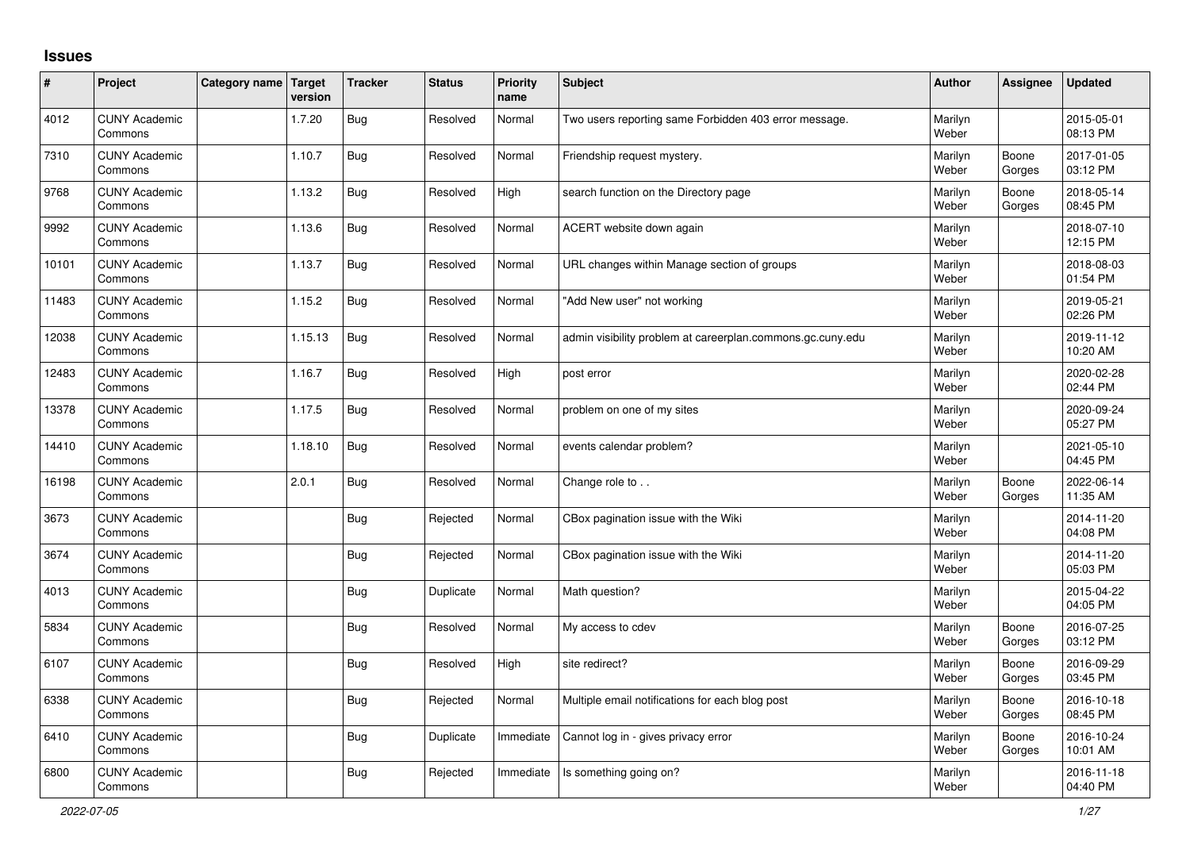# Issues

| # | Project | Category name | Target version | Tracker | Status | Priority name | Subject | Author | Assignee | Updated |
|---|---|---|---|---|---|---|---|---|---|---|
| 4012 | CUNY Academic Commons | | 1.7.20 | Bug | Resolved | Normal | Two users reporting same Forbidden 403 error message. | Marilyn Weber | | 2015-05-01 08:13 PM |
| 7310 | CUNY Academic Commons | | 1.10.7 | Bug | Resolved | Normal | Friendship request mystery. | Marilyn Weber | Boone Gorges | 2017-01-05 03:12 PM |
| 9768 | CUNY Academic Commons | | 1.13.2 | Bug | Resolved | High | search function on the Directory page | Marilyn Weber | Boone Gorges | 2018-05-14 08:45 PM |
| 9992 | CUNY Academic Commons | | 1.13.6 | Bug | Resolved | Normal | ACERT website down again | Marilyn Weber | | 2018-07-10 12:15 PM |
| 10101 | CUNY Academic Commons | | 1.13.7 | Bug | Resolved | Normal | URL changes within Manage section of groups | Marilyn Weber | | 2018-08-03 01:54 PM |
| 11483 | CUNY Academic Commons | | 1.15.2 | Bug | Resolved | Normal | "Add New user" not working | Marilyn Weber | | 2019-05-21 02:26 PM |
| 12038 | CUNY Academic Commons | | 1.15.13 | Bug | Resolved | Normal | admin visibility problem at careerplan.commons.gc.cuny.edu | Marilyn Weber | | 2019-11-12 10:20 AM |
| 12483 | CUNY Academic Commons | | 1.16.7 | Bug | Resolved | High | post error | Marilyn Weber | | 2020-02-28 02:44 PM |
| 13378 | CUNY Academic Commons | | 1.17.5 | Bug | Resolved | Normal | problem on one of my sites | Marilyn Weber | | 2020-09-24 05:27 PM |
| 14410 | CUNY Academic Commons | | 1.18.10 | Bug | Resolved | Normal | events calendar problem? | Marilyn Weber | | 2021-05-10 04:45 PM |
| 16198 | CUNY Academic Commons | | 2.0.1 | Bug | Resolved | Normal | Change role to . . | Marilyn Weber | Boone Gorges | 2022-06-14 11:35 AM |
| 3673 | CUNY Academic Commons | | | Bug | Rejected | Normal | CBox pagination issue with the Wiki | Marilyn Weber | | 2014-11-20 04:08 PM |
| 3674 | CUNY Academic Commons | | | Bug | Rejected | Normal | CBox pagination issue with the Wiki | Marilyn Weber | | 2014-11-20 05:03 PM |
| 4013 | CUNY Academic Commons | | | Bug | Duplicate | Normal | Math question? | Marilyn Weber | | 2015-04-22 04:05 PM |
| 5834 | CUNY Academic Commons | | | Bug | Resolved | Normal | My access to cdev | Marilyn Weber | Boone Gorges | 2016-07-25 03:12 PM |
| 6107 | CUNY Academic Commons | | | Bug | Resolved | High | site redirect? | Marilyn Weber | Boone Gorges | 2016-09-29 03:45 PM |
| 6338 | CUNY Academic Commons | | | Bug | Rejected | Normal | Multiple email notifications for each blog post | Marilyn Weber | Boone Gorges | 2016-10-18 08:45 PM |
| 6410 | CUNY Academic Commons | | | Bug | Duplicate | Immediate | Cannot log in - gives privacy error | Marilyn Weber | Boone Gorges | 2016-10-24 10:01 AM |
| 6800 | CUNY Academic Commons | | | Bug | Rejected | Immediate | Is something going on? | Marilyn Weber | | 2016-11-18 04:40 PM |

2022-07-05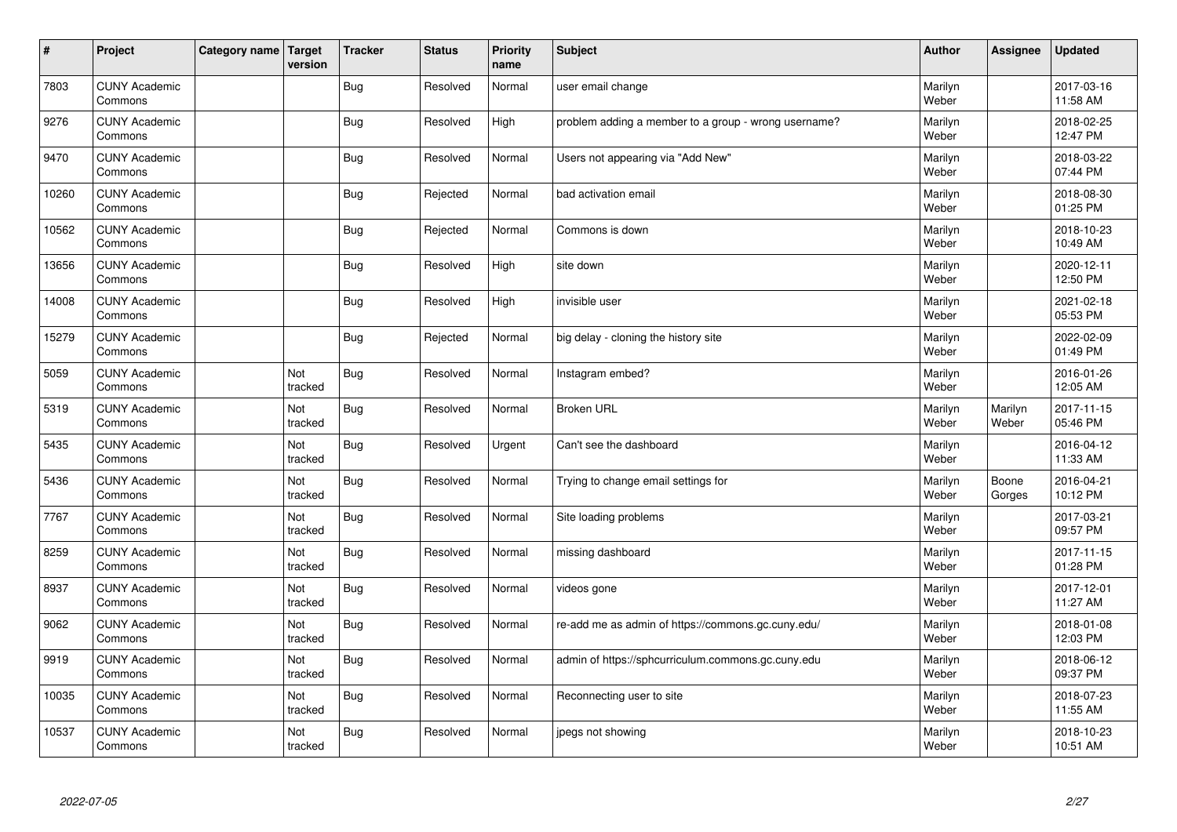| # | Project | Category name | Target version | Tracker | Status | Priority name | Subject | Author | Assignee | Updated |
|---|---|---|---|---|---|---|---|---|---|---|
| 7803 | CUNY Academic Commons | | | Bug | Resolved | Normal | user email change | Marilyn Weber | | 2017-03-16 11:58 AM |
| 9276 | CUNY Academic Commons | | | Bug | Resolved | High | problem adding a member to a group - wrong username? | Marilyn Weber | | 2018-02-25 12:47 PM |
| 9470 | CUNY Academic Commons | | | Bug | Resolved | Normal | Users not appearing via "Add New" | Marilyn Weber | | 2018-03-22 07:44 PM |
| 10260 | CUNY Academic Commons | | | Bug | Rejected | Normal | bad activation email | Marilyn Weber | | 2018-08-30 01:25 PM |
| 10562 | CUNY Academic Commons | | | Bug | Rejected | Normal | Commons is down | Marilyn Weber | | 2018-10-23 10:49 AM |
| 13656 | CUNY Academic Commons | | | Bug | Resolved | High | site down | Marilyn Weber | | 2020-12-11 12:50 PM |
| 14008 | CUNY Academic Commons | | | Bug | Resolved | High | invisible user | Marilyn Weber | | 2021-02-18 05:53 PM |
| 15279 | CUNY Academic Commons | | | Bug | Rejected | Normal | big delay - cloning the history site | Marilyn Weber | | 2022-02-09 01:49 PM |
| 5059 | CUNY Academic Commons | | Not tracked | Bug | Resolved | Normal | Instagram embed? | Marilyn Weber | | 2016-01-26 12:05 AM |
| 5319 | CUNY Academic Commons | | Not tracked | Bug | Resolved | Normal | Broken URL | Marilyn Weber | Marilyn Weber | 2017-11-15 05:46 PM |
| 5435 | CUNY Academic Commons | | Not tracked | Bug | Resolved | Urgent | Can't see the dashboard | Marilyn Weber | | 2016-04-12 11:33 AM |
| 5436 | CUNY Academic Commons | | Not tracked | Bug | Resolved | Normal | Trying to change email settings for | Marilyn Weber | Boone Gorges | 2016-04-21 10:12 PM |
| 7767 | CUNY Academic Commons | | Not tracked | Bug | Resolved | Normal | Site loading problems | Marilyn Weber | | 2017-03-21 09:57 PM |
| 8259 | CUNY Academic Commons | | Not tracked | Bug | Resolved | Normal | missing dashboard | Marilyn Weber | | 2017-11-15 01:28 PM |
| 8937 | CUNY Academic Commons | | Not tracked | Bug | Resolved | Normal | videos gone | Marilyn Weber | | 2017-12-01 11:27 AM |
| 9062 | CUNY Academic Commons | | Not tracked | Bug | Resolved | Normal | re-add me as admin of https://commons.gc.cuny.edu/ | Marilyn Weber | | 2018-01-08 12:03 PM |
| 9919 | CUNY Academic Commons | | Not tracked | Bug | Resolved | Normal | admin of https://sphcurriculum.commons.gc.cuny.edu | Marilyn Weber | | 2018-06-12 09:37 PM |
| 10035 | CUNY Academic Commons | | Not tracked | Bug | Resolved | Normal | Reconnecting user to site | Marilyn Weber | | 2018-07-23 11:55 AM |
| 10537 | CUNY Academic Commons | | Not tracked | Bug | Resolved | Normal | jpegs not showing | Marilyn Weber | | 2018-10-23 10:51 AM |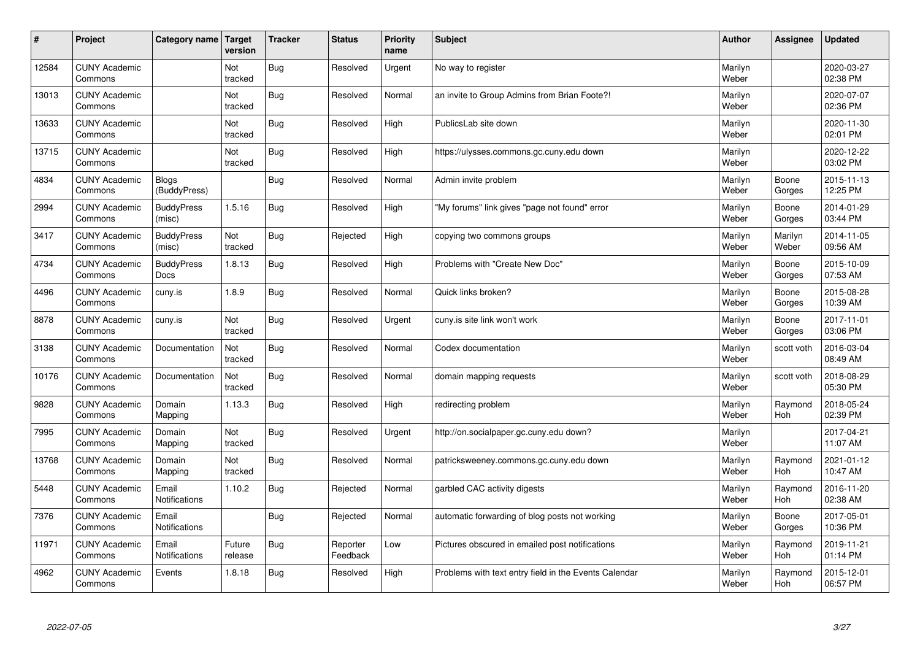| # | Project | Category name | Target version | Tracker | Status | Priority name | Subject | Author | Assignee | Updated |
|---|---|---|---|---|---|---|---|---|---|---|
| 12584 | CUNY Academic Commons | | Not tracked | Bug | Resolved | Urgent | No way to register | Marilyn Weber | | 2020-03-27 02:38 PM |
| 13013 | CUNY Academic Commons | | Not tracked | Bug | Resolved | Normal | an invite to Group Admins from Brian Foote?! | Marilyn Weber | | 2020-07-07 02:36 PM |
| 13633 | CUNY Academic Commons | | Not tracked | Bug | Resolved | High | PublicsLab site down | Marilyn Weber | | 2020-11-30 02:01 PM |
| 13715 | CUNY Academic Commons | | Not tracked | Bug | Resolved | High | https://ulysses.commons.gc.cuny.edu down | Marilyn Weber | | 2020-12-22 03:02 PM |
| 4834 | CUNY Academic Commons | Blogs (BuddyPress) | | Bug | Resolved | Normal | Admin invite problem | Marilyn Weber | Boone Gorges | 2015-11-13 12:25 PM |
| 2994 | CUNY Academic Commons | BuddyPress (misc) | 1.5.16 | Bug | Resolved | High | "My forums" link gives "page not found" error | Marilyn Weber | Boone Gorges | 2014-01-29 03:44 PM |
| 3417 | CUNY Academic Commons | BuddyPress (misc) | Not tracked | Bug | Rejected | High | copying two commons groups | Marilyn Weber | Marilyn Weber | 2014-11-05 09:56 AM |
| 4734 | CUNY Academic Commons | BuddyPress Docs | 1.8.13 | Bug | Resolved | High | Problems with "Create New Doc" | Marilyn Weber | Boone Gorges | 2015-10-09 07:53 AM |
| 4496 | CUNY Academic Commons | cuny.is | 1.8.9 | Bug | Resolved | Normal | Quick links broken? | Marilyn Weber | Boone Gorges | 2015-08-28 10:39 AM |
| 8878 | CUNY Academic Commons | cuny.is | Not tracked | Bug | Resolved | Urgent | cuny.is site link won't work | Marilyn Weber | Boone Gorges | 2017-11-01 03:06 PM |
| 3138 | CUNY Academic Commons | Documentation | Not tracked | Bug | Resolved | Normal | Codex documentation | Marilyn Weber | scott voth | 2016-03-04 08:49 AM |
| 10176 | CUNY Academic Commons | Documentation | Not tracked | Bug | Resolved | Normal | domain mapping requests | Marilyn Weber | scott voth | 2018-08-29 05:30 PM |
| 9828 | CUNY Academic Commons | Domain Mapping | 1.13.3 | Bug | Resolved | High | redirecting problem | Marilyn Weber | Raymond Hoh | 2018-05-24 02:39 PM |
| 7995 | CUNY Academic Commons | Domain Mapping | Not tracked | Bug | Resolved | Urgent | http://on.socialpaper.gc.cuny.edu down? | Marilyn Weber | | 2017-04-21 11:07 AM |
| 13768 | CUNY Academic Commons | Domain Mapping | Not tracked | Bug | Resolved | Normal | patricksweeney.commons.gc.cuny.edu down | Marilyn Weber | Raymond Hoh | 2021-01-12 10:47 AM |
| 5448 | CUNY Academic Commons | Email Notifications | 1.10.2 | Bug | Rejected | Normal | garbled CAC activity digests | Marilyn Weber | Raymond Hoh | 2016-11-20 02:38 AM |
| 7376 | CUNY Academic Commons | Email Notifications | | Bug | Rejected | Normal | automatic forwarding of blog posts not working | Marilyn Weber | Boone Gorges | 2017-05-01 10:36 PM |
| 11971 | CUNY Academic Commons | Email Notifications | Future release | Bug | Reporter Feedback | Low | Pictures obscured in emailed post notifications | Marilyn Weber | Raymond Hoh | 2019-11-21 01:14 PM |
| 4962 | CUNY Academic Commons | Events | 1.8.18 | Bug | Resolved | High | Problems with text entry field in the Events Calendar | Marilyn Weber | Raymond Hoh | 2015-12-01 06:57 PM |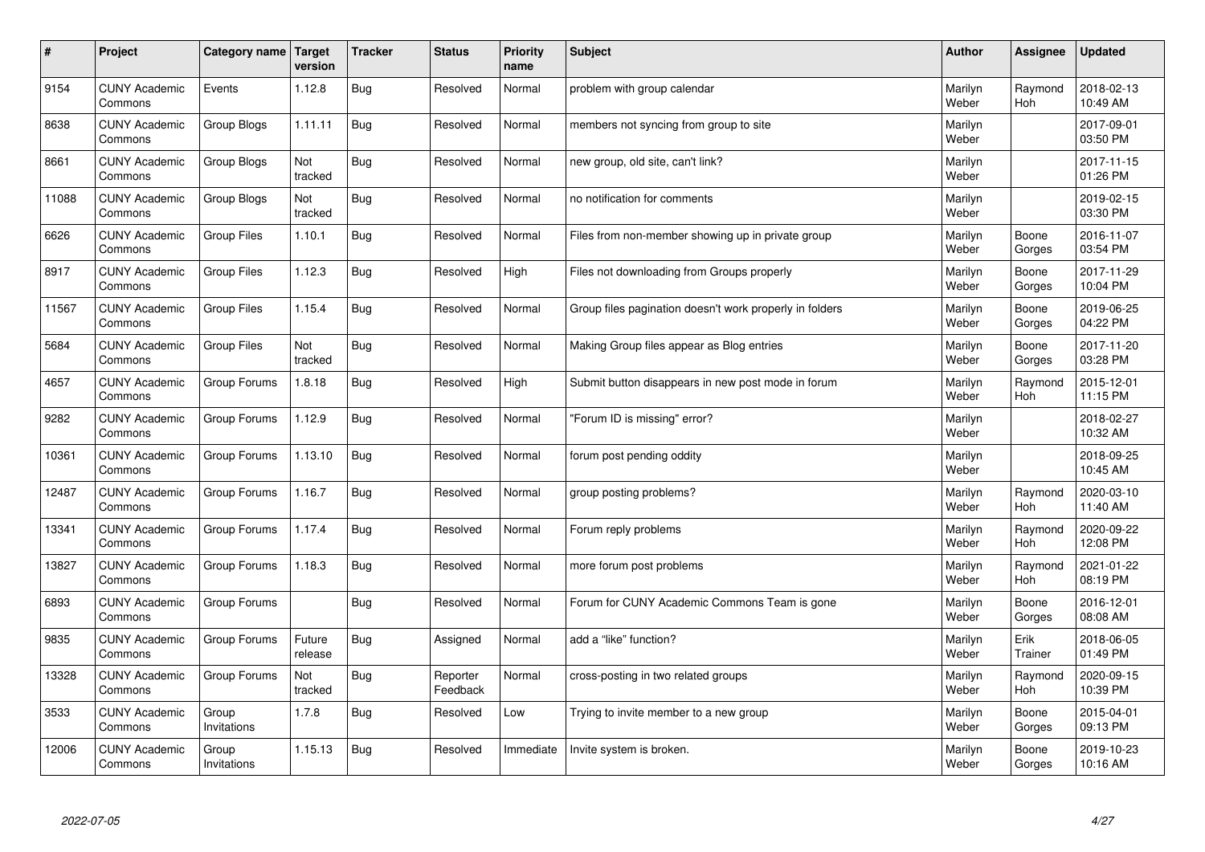| # | Project | Category name | Target version | Tracker | Status | Priority name | Subject | Author | Assignee | Updated |
|---|---|---|---|---|---|---|---|---|---|---|
| 9154 | CUNY Academic Commons | Events | 1.12.8 | Bug | Resolved | Normal | problem with group calendar | Marilyn Weber | Raymond Hoh | 2018-02-13 10:49 AM |
| 8638 | CUNY Academic Commons | Group Blogs | 1.11.11 | Bug | Resolved | Normal | members not syncing from group to site | Marilyn Weber | | 2017-09-01 03:50 PM |
| 8661 | CUNY Academic Commons | Group Blogs | Not tracked | Bug | Resolved | Normal | new group, old site, can't link? | Marilyn Weber | | 2017-11-15 01:26 PM |
| 11088 | CUNY Academic Commons | Group Blogs | Not tracked | Bug | Resolved | Normal | no notification for comments | Marilyn Weber | | 2019-02-15 03:30 PM |
| 6626 | CUNY Academic Commons | Group Files | 1.10.1 | Bug | Resolved | Normal | Files from non-member showing up in private group | Marilyn Weber | Boone Gorges | 2016-11-07 03:54 PM |
| 8917 | CUNY Academic Commons | Group Files | 1.12.3 | Bug | Resolved | High | Files not downloading from Groups properly | Marilyn Weber | Boone Gorges | 2017-11-29 10:04 PM |
| 11567 | CUNY Academic Commons | Group Files | 1.15.4 | Bug | Resolved | Normal | Group files pagination doesn't work properly in folders | Marilyn Weber | Boone Gorges | 2019-06-25 04:22 PM |
| 5684 | CUNY Academic Commons | Group Files | Not tracked | Bug | Resolved | Normal | Making Group files appear as Blog entries | Marilyn Weber | Boone Gorges | 2017-11-20 03:28 PM |
| 4657 | CUNY Academic Commons | Group Forums | 1.8.18 | Bug | Resolved | High | Submit button disappears in new post mode in forum | Marilyn Weber | Raymond Hoh | 2015-12-01 11:15 PM |
| 9282 | CUNY Academic Commons | Group Forums | 1.12.9 | Bug | Resolved | Normal | "Forum ID is missing" error? | Marilyn Weber | | 2018-02-27 10:32 AM |
| 10361 | CUNY Academic Commons | Group Forums | 1.13.10 | Bug | Resolved | Normal | forum post pending oddity | Marilyn Weber | | 2018-09-25 10:45 AM |
| 12487 | CUNY Academic Commons | Group Forums | 1.16.7 | Bug | Resolved | Normal | group posting problems? | Marilyn Weber | Raymond Hoh | 2020-03-10 11:40 AM |
| 13341 | CUNY Academic Commons | Group Forums | 1.17.4 | Bug | Resolved | Normal | Forum reply problems | Marilyn Weber | Raymond Hoh | 2020-09-22 12:08 PM |
| 13827 | CUNY Academic Commons | Group Forums | 1.18.3 | Bug | Resolved | Normal | more forum post problems | Marilyn Weber | Raymond Hoh | 2021-01-22 08:19 PM |
| 6893 | CUNY Academic Commons | Group Forums | | Bug | Resolved | Normal | Forum for CUNY Academic Commons Team is gone | Marilyn Weber | Boone Gorges | 2016-12-01 08:08 AM |
| 9835 | CUNY Academic Commons | Group Forums | Future release | Bug | Assigned | Normal | add a “like” function? | Marilyn Weber | Erik Trainer | 2018-06-05 01:49 PM |
| 13328 | CUNY Academic Commons | Group Forums | Not tracked | Bug | Reporter Feedback | Normal | cross-posting in two related groups | Marilyn Weber | Raymond Hoh | 2020-09-15 10:39 PM |
| 3533 | CUNY Academic Commons | Group Invitations | 1.7.8 | Bug | Resolved | Low | Trying to invite member to a new group | Marilyn Weber | Boone Gorges | 2015-04-01 09:13 PM |
| 12006 | CUNY Academic Commons | Group Invitations | 1.15.13 | Bug | Resolved | Immediate | Invite system is broken. | Marilyn Weber | Boone Gorges | 2019-10-23 10:16 AM |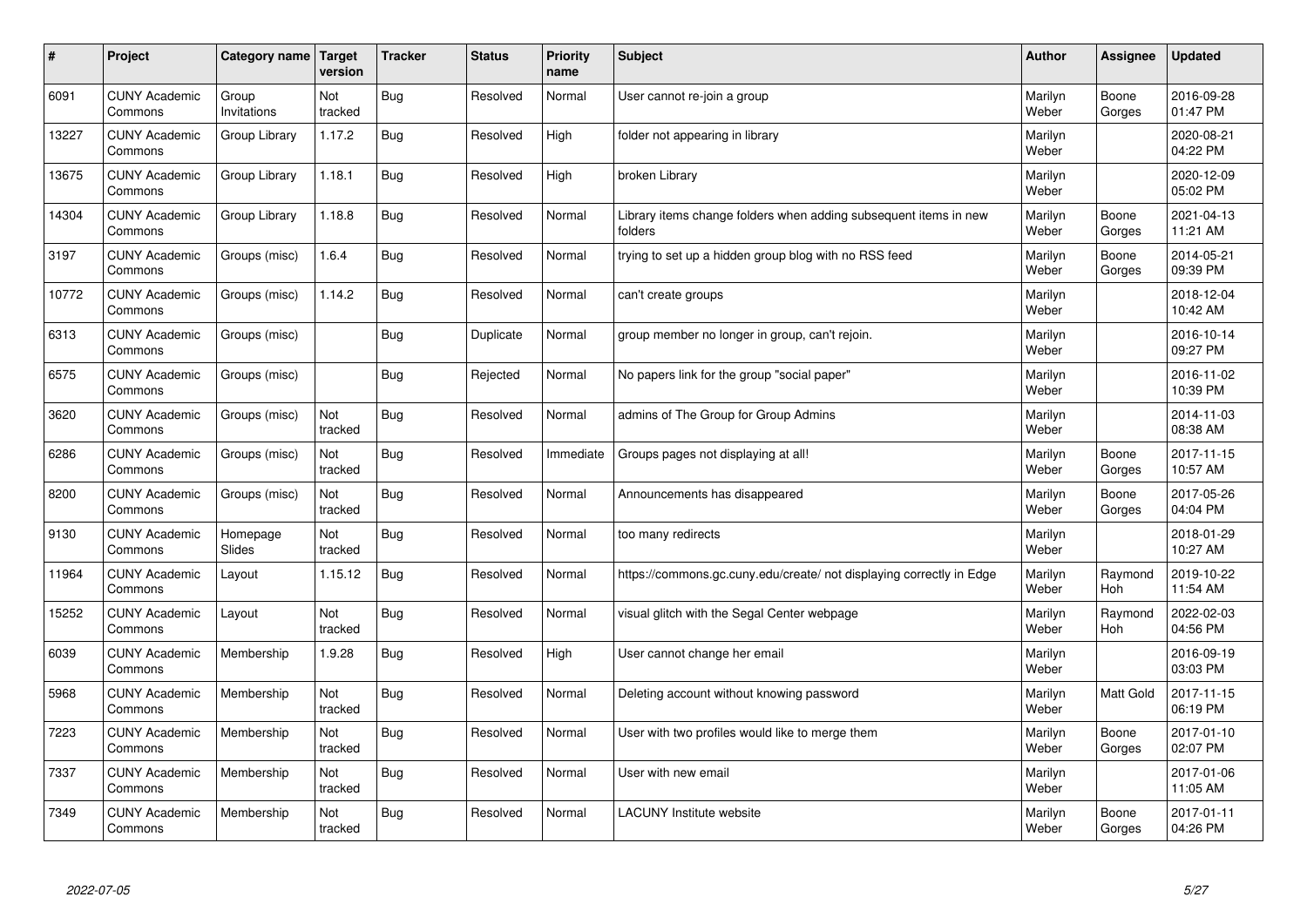| # | Project | Category name | Target version | Tracker | Status | Priority name | Subject | Author | Assignee | Updated |
|---|---|---|---|---|---|---|---|---|---|---|
| 6091 | CUNY Academic Commons | Group Invitations | Not tracked | Bug | Resolved | Normal | User cannot re-join a group | Marilyn Weber | Boone Gorges | 2016-09-28 01:47 PM |
| 13227 | CUNY Academic Commons | Group Library | 1.17.2 | Bug | Resolved | High | folder not appearing in library | Marilyn Weber | | 2020-08-21 04:22 PM |
| 13675 | CUNY Academic Commons | Group Library | 1.18.1 | Bug | Resolved | High | broken Library | Marilyn Weber | | 2020-12-09 05:02 PM |
| 14304 | CUNY Academic Commons | Group Library | 1.18.8 | Bug | Resolved | Normal | Library items change folders when adding subsequent items in new folders | Marilyn Weber | Boone Gorges | 2021-04-13 11:21 AM |
| 3197 | CUNY Academic Commons | Groups (misc) | 1.6.4 | Bug | Resolved | Normal | trying to set up a hidden group blog with no RSS feed | Marilyn Weber | Boone Gorges | 2014-05-21 09:39 PM |
| 10772 | CUNY Academic Commons | Groups (misc) | 1.14.2 | Bug | Resolved | Normal | can't create groups | Marilyn Weber | | 2018-12-04 10:42 AM |
| 6313 | CUNY Academic Commons | Groups (misc) | | Bug | Duplicate | Normal | group member no longer in group, can't rejoin. | Marilyn Weber | | 2016-10-14 09:27 PM |
| 6575 | CUNY Academic Commons | Groups (misc) | | Bug | Rejected | Normal | No papers link for the group "social paper" | Marilyn Weber | | 2016-11-02 10:39 PM |
| 3620 | CUNY Academic Commons | Groups (misc) | Not tracked | Bug | Resolved | Normal | admins of The Group for Group Admins | Marilyn Weber | | 2014-11-03 08:38 AM |
| 6286 | CUNY Academic Commons | Groups (misc) | Not tracked | Bug | Resolved | Immediate | Groups pages not displaying at all! | Marilyn Weber | Boone Gorges | 2017-11-15 10:57 AM |
| 8200 | CUNY Academic Commons | Groups (misc) | Not tracked | Bug | Resolved | Normal | Announcements has disappeared | Marilyn Weber | Boone Gorges | 2017-05-26 04:04 PM |
| 9130 | CUNY Academic Commons | Homepage Slides | Not tracked | Bug | Resolved | Normal | too many redirects | Marilyn Weber | | 2018-01-29 10:27 AM |
| 11964 | CUNY Academic Commons | Layout | 1.15.12 | Bug | Resolved | Normal | https://commons.gc.cuny.edu/create/ not displaying correctly in Edge | Marilyn Weber | Raymond Hoh | 2019-10-22 11:54 AM |
| 15252 | CUNY Academic Commons | Layout | Not tracked | Bug | Resolved | Normal | visual glitch with the Segal Center webpage | Marilyn Weber | Raymond Hoh | 2022-02-03 04:56 PM |
| 6039 | CUNY Academic Commons | Membership | 1.9.28 | Bug | Resolved | High | User cannot change her email | Marilyn Weber | | 2016-09-19 03:03 PM |
| 5968 | CUNY Academic Commons | Membership | Not tracked | Bug | Resolved | Normal | Deleting account without knowing password | Marilyn Weber | Matt Gold | 2017-11-15 06:19 PM |
| 7223 | CUNY Academic Commons | Membership | Not tracked | Bug | Resolved | Normal | User with two profiles would like to merge them | Marilyn Weber | Boone Gorges | 2017-01-10 02:07 PM |
| 7337 | CUNY Academic Commons | Membership | Not tracked | Bug | Resolved | Normal | User with new email | Marilyn Weber | | 2017-01-06 11:05 AM |
| 7349 | CUNY Academic Commons | Membership | Not tracked | Bug | Resolved | Normal | LACUNY Institute website | Marilyn Weber | Boone Gorges | 2017-01-11 04:26 PM |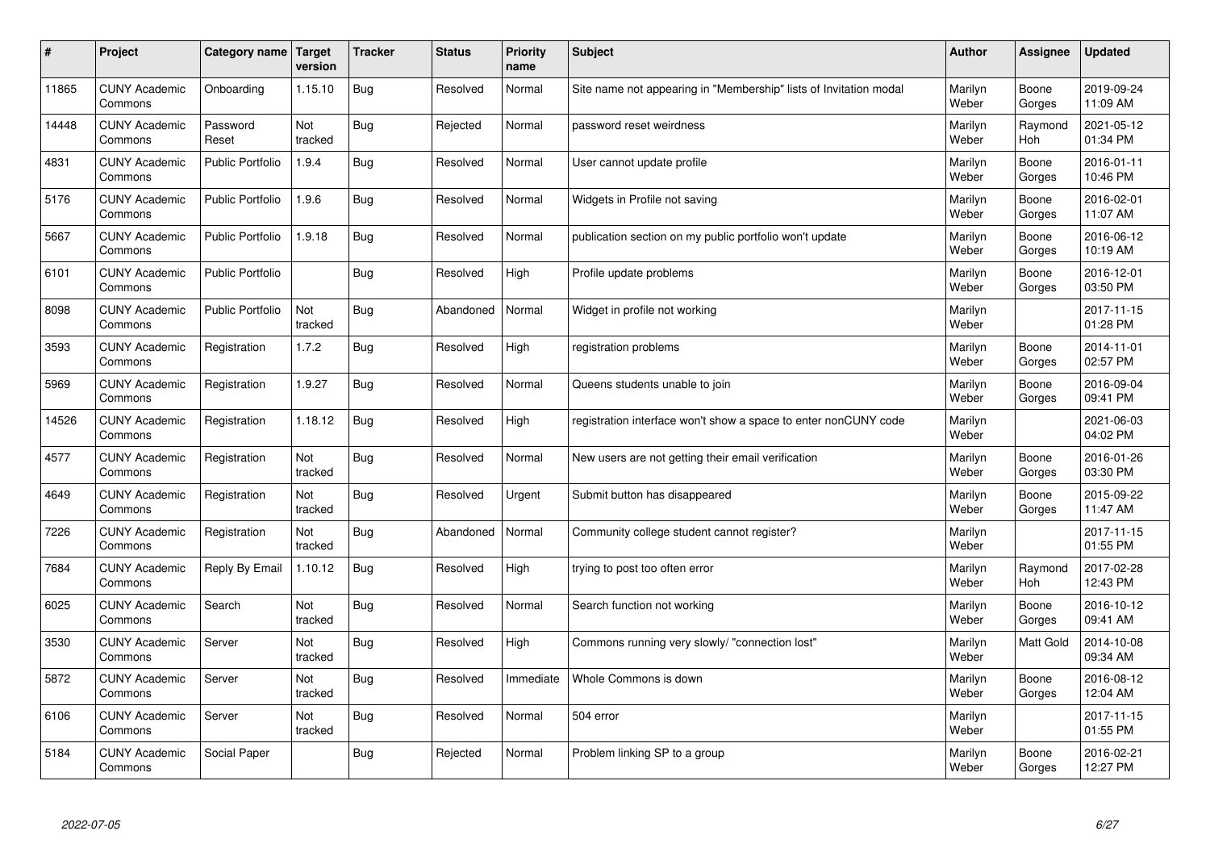| # | Project | Category name | Target version | Tracker | Status | Priority name | Subject | Author | Assignee | Updated |
|---|---|---|---|---|---|---|---|---|---|---|
| 11865 | CUNY Academic Commons | Onboarding | 1.15.10 | Bug | Resolved | Normal | Site name not appearing in "Membership" lists of Invitation modal | Marilyn Weber | Boone Gorges | 2019-09-24 11:09 AM |
| 14448 | CUNY Academic Commons | Password Reset | Not tracked | Bug | Rejected | Normal | password reset weirdness | Marilyn Weber | Raymond Hoh | 2021-05-12 01:34 PM |
| 4831 | CUNY Academic Commons | Public Portfolio | 1.9.4 | Bug | Resolved | Normal | User cannot update profile | Marilyn Weber | Boone Gorges | 2016-01-11 10:46 PM |
| 5176 | CUNY Academic Commons | Public Portfolio | 1.9.6 | Bug | Resolved | Normal | Widgets in Profile not saving | Marilyn Weber | Boone Gorges | 2016-02-01 11:07 AM |
| 5667 | CUNY Academic Commons | Public Portfolio | 1.9.18 | Bug | Resolved | Normal | publication section on my public portfolio won't update | Marilyn Weber | Boone Gorges | 2016-06-12 10:19 AM |
| 6101 | CUNY Academic Commons | Public Portfolio | | Bug | Resolved | High | Profile update problems | Marilyn Weber | Boone Gorges | 2016-12-01 03:50 PM |
| 8098 | CUNY Academic Commons | Public Portfolio | Not tracked | Bug | Abandoned | Normal | Widget in profile not working | Marilyn Weber | | 2017-11-15 01:28 PM |
| 3593 | CUNY Academic Commons | Registration | 1.7.2 | Bug | Resolved | High | registration problems | Marilyn Weber | Boone Gorges | 2014-11-01 02:57 PM |
| 5969 | CUNY Academic Commons | Registration | 1.9.27 | Bug | Resolved | Normal | Queens students unable to join | Marilyn Weber | Boone Gorges | 2016-09-04 09:41 PM |
| 14526 | CUNY Academic Commons | Registration | 1.18.12 | Bug | Resolved | High | registration interface won't show a space to enter nonCUNY code | Marilyn Weber | | 2021-06-03 04:02 PM |
| 4577 | CUNY Academic Commons | Registration | Not tracked | Bug | Resolved | Normal | New users are not getting their email verification | Marilyn Weber | Boone Gorges | 2016-01-26 03:30 PM |
| 4649 | CUNY Academic Commons | Registration | Not tracked | Bug | Resolved | Urgent | Submit button has disappeared | Marilyn Weber | Boone Gorges | 2015-09-22 11:47 AM |
| 7226 | CUNY Academic Commons | Registration | Not tracked | Bug | Abandoned | Normal | Community college student cannot register? | Marilyn Weber | | 2017-11-15 01:55 PM |
| 7684 | CUNY Academic Commons | Reply By Email | 1.10.12 | Bug | Resolved | High | trying to post too often error | Marilyn Weber | Raymond Hoh | 2017-02-28 12:43 PM |
| 6025 | CUNY Academic Commons | Search | Not tracked | Bug | Resolved | Normal | Search function not working | Marilyn Weber | Boone Gorges | 2016-10-12 09:41 AM |
| 3530 | CUNY Academic Commons | Server | Not tracked | Bug | Resolved | High | Commons running very slowly/ "connection lost" | Marilyn Weber | Matt Gold | 2014-10-08 09:34 AM |
| 5872 | CUNY Academic Commons | Server | Not tracked | Bug | Resolved | Immediate | Whole Commons is down | Marilyn Weber | Boone Gorges | 2016-08-12 12:04 AM |
| 6106 | CUNY Academic Commons | Server | Not tracked | Bug | Resolved | Normal | 504 error | Marilyn Weber | | 2017-11-15 01:55 PM |
| 5184 | CUNY Academic Commons | Social Paper | | Bug | Rejected | Normal | Problem linking SP to a group | Marilyn Weber | Boone Gorges | 2016-02-21 12:27 PM |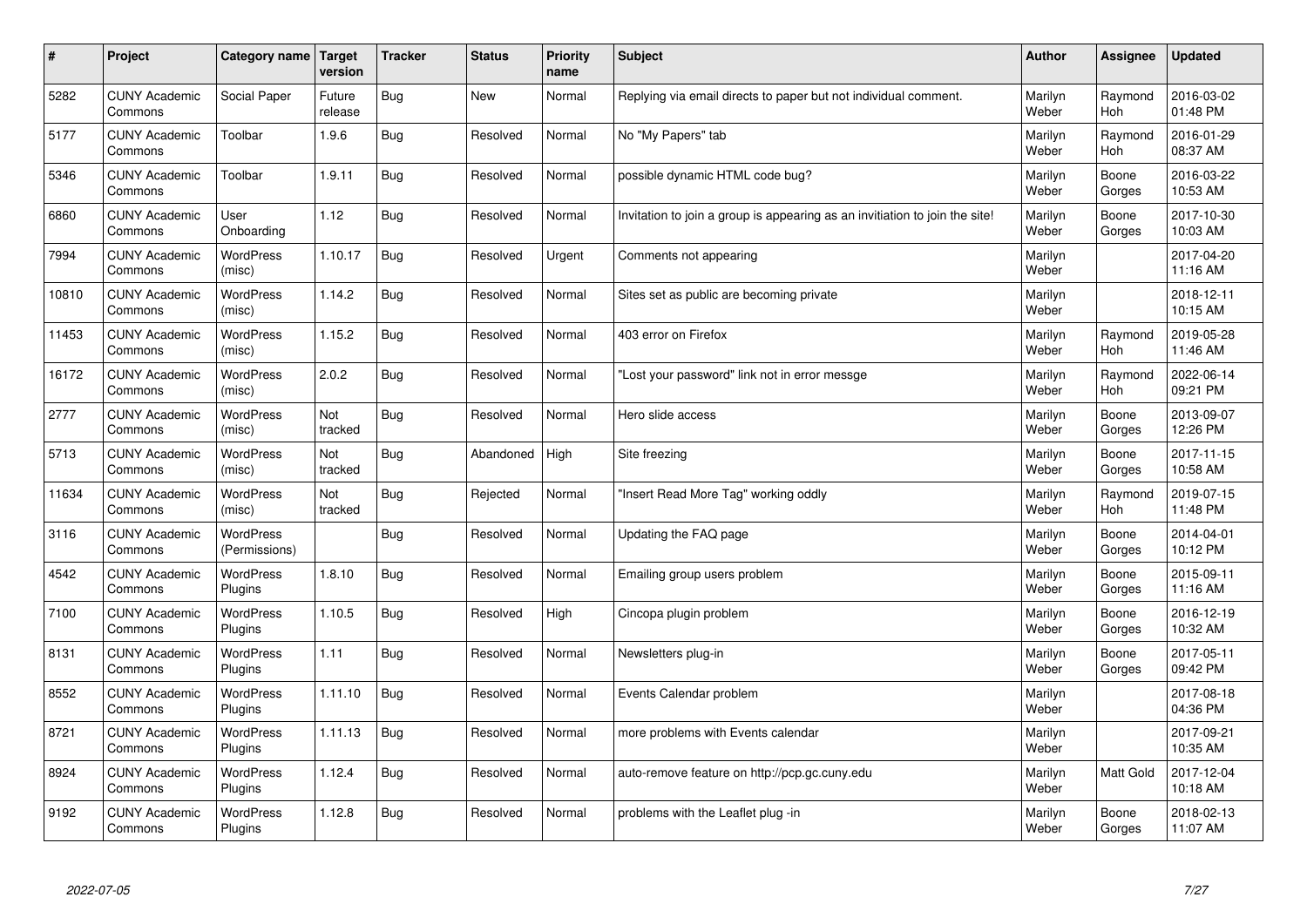| # | Project | Category name | Target version | Tracker | Status | Priority name | Subject | Author | Assignee | Updated |
|---|---|---|---|---|---|---|---|---|---|---|
| 5282 | CUNY Academic Commons | Social Paper | Future release | Bug | New | Normal | Replying via email directs to paper but not individual comment. | Marilyn Weber | Raymond Hoh | 2016-03-02 01:48 PM |
| 5177 | CUNY Academic Commons | Toolbar | 1.9.6 | Bug | Resolved | Normal | No "My Papers" tab | Marilyn Weber | Raymond Hoh | 2016-01-29 08:37 AM |
| 5346 | CUNY Academic Commons | Toolbar | 1.9.11 | Bug | Resolved | Normal | possible dynamic HTML code bug? | Marilyn Weber | Boone Gorges | 2016-03-22 10:53 AM |
| 6860 | CUNY Academic Commons | User Onboarding | 1.12 | Bug | Resolved | Normal | Invitation to join a group is appearing as an invitiation to join the site! | Marilyn Weber | Boone Gorges | 2017-10-30 10:03 AM |
| 7994 | CUNY Academic Commons | WordPress (misc) | 1.10.17 | Bug | Resolved | Urgent | Comments not appearing | Marilyn Weber | | 2017-04-20 11:16 AM |
| 10810 | CUNY Academic Commons | WordPress (misc) | 1.14.2 | Bug | Resolved | Normal | Sites set as public are becoming private | Marilyn Weber | | 2018-12-11 10:15 AM |
| 11453 | CUNY Academic Commons | WordPress (misc) | 1.15.2 | Bug | Resolved | Normal | 403 error on Firefox | Marilyn Weber | Raymond Hoh | 2019-05-28 11:46 AM |
| 16172 | CUNY Academic Commons | WordPress (misc) | 2.0.2 | Bug | Resolved | Normal | "Lost your password" link not in error messge | Marilyn Weber | Raymond Hoh | 2022-06-14 09:21 PM |
| 2777 | CUNY Academic Commons | WordPress (misc) | Not tracked | Bug | Resolved | Normal | Hero slide access | Marilyn Weber | Boone Gorges | 2013-09-07 12:26 PM |
| 5713 | CUNY Academic Commons | WordPress (misc) | Not tracked | Bug | Abandoned | High | Site freezing | Marilyn Weber | Boone Gorges | 2017-11-15 10:58 AM |
| 11634 | CUNY Academic Commons | WordPress (misc) | Not tracked | Bug | Rejected | Normal | "Insert Read More Tag" working oddly | Marilyn Weber | Raymond Hoh | 2019-07-15 11:48 PM |
| 3116 | CUNY Academic Commons | WordPress (Permissions) | | Bug | Resolved | Normal | Updating the FAQ page | Marilyn Weber | Boone Gorges | 2014-04-01 10:12 PM |
| 4542 | CUNY Academic Commons | WordPress Plugins | 1.8.10 | Bug | Resolved | Normal | Emailing group users problem | Marilyn Weber | Boone Gorges | 2015-09-11 11:16 AM |
| 7100 | CUNY Academic Commons | WordPress Plugins | 1.10.5 | Bug | Resolved | High | Cincopa plugin problem | Marilyn Weber | Boone Gorges | 2016-12-19 10:32 AM |
| 8131 | CUNY Academic Commons | WordPress Plugins | 1.11 | Bug | Resolved | Normal | Newsletters plug-in | Marilyn Weber | Boone Gorges | 2017-05-11 09:42 PM |
| 8552 | CUNY Academic Commons | WordPress Plugins | 1.11.10 | Bug | Resolved | Normal | Events Calendar problem | Marilyn Weber | | 2017-08-18 04:36 PM |
| 8721 | CUNY Academic Commons | WordPress Plugins | 1.11.13 | Bug | Resolved | Normal | more problems with Events calendar | Marilyn Weber | | 2017-09-21 10:35 AM |
| 8924 | CUNY Academic Commons | WordPress Plugins | 1.12.4 | Bug | Resolved | Normal | auto-remove feature on http://pcp.gc.cuny.edu | Marilyn Weber | Matt Gold | 2017-12-04 10:18 AM |
| 9192 | CUNY Academic Commons | WordPress Plugins | 1.12.8 | Bug | Resolved | Normal | problems with the Leaflet plug -in | Marilyn Weber | Boone Gorges | 2018-02-13 11:07 AM |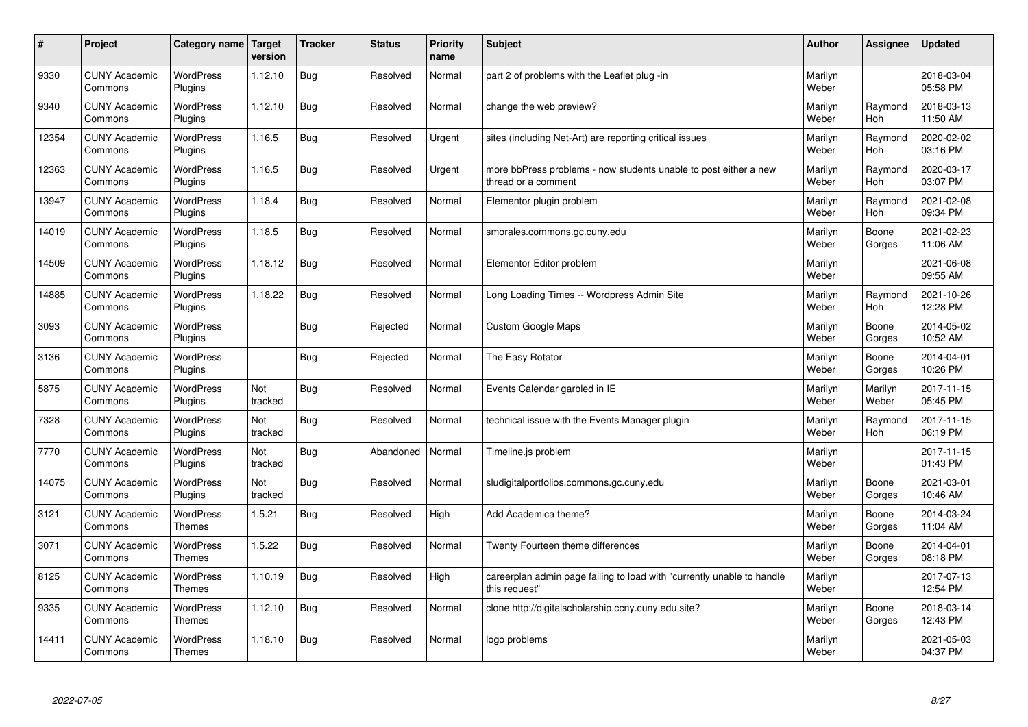| # | Project | Category name | Target version | Tracker | Status | Priority name | Subject | Author | Assignee | Updated |
|---|---|---|---|---|---|---|---|---|---|---|
| 9330 | CUNY Academic Commons | WordPress Plugins | 1.12.10 | Bug | Resolved | Normal | part 2 of problems with the Leaflet plug -in | Marilyn Weber | | 2018-03-04 05:58 PM |
| 9340 | CUNY Academic Commons | WordPress Plugins | 1.12.10 | Bug | Resolved | Normal | change the web preview? | Marilyn Weber | Raymond Hoh | 2018-03-13 11:50 AM |
| 12354 | CUNY Academic Commons | WordPress Plugins | 1.16.5 | Bug | Resolved | Urgent | sites (including Net-Art) are reporting critical issues | Marilyn Weber | Raymond Hoh | 2020-02-02 03:16 PM |
| 12363 | CUNY Academic Commons | WordPress Plugins | 1.16.5 | Bug | Resolved | Urgent | more bbPress problems - now students unable to post either a new thread or a comment | Marilyn Weber | Raymond Hoh | 2020-03-17 03:07 PM |
| 13947 | CUNY Academic Commons | WordPress Plugins | 1.18.4 | Bug | Resolved | Normal | Elementor plugin problem | Marilyn Weber | Raymond Hoh | 2021-02-08 09:34 PM |
| 14019 | CUNY Academic Commons | WordPress Plugins | 1.18.5 | Bug | Resolved | Normal | smorales.commons.gc.cuny.edu | Marilyn Weber | Boone Gorges | 2021-02-23 11:06 AM |
| 14509 | CUNY Academic Commons | WordPress Plugins | 1.18.12 | Bug | Resolved | Normal | Elementor Editor problem | Marilyn Weber | | 2021-06-08 09:55 AM |
| 14885 | CUNY Academic Commons | WordPress Plugins | 1.18.22 | Bug | Resolved | Normal | Long Loading Times -- Wordpress Admin Site | Marilyn Weber | Raymond Hoh | 2021-10-26 12:28 PM |
| 3093 | CUNY Academic Commons | WordPress Plugins | | Bug | Rejected | Normal | Custom Google Maps | Marilyn Weber | Boone Gorges | 2014-05-02 10:52 AM |
| 3136 | CUNY Academic Commons | WordPress Plugins | | Bug | Rejected | Normal | The Easy Rotator | Marilyn Weber | Boone Gorges | 2014-04-01 10:26 PM |
| 5875 | CUNY Academic Commons | WordPress Plugins | Not tracked | Bug | Resolved | Normal | Events Calendar garbled in IE | Marilyn Weber | Marilyn Weber | 2017-11-15 05:45 PM |
| 7328 | CUNY Academic Commons | WordPress Plugins | Not tracked | Bug | Resolved | Normal | technical issue with the Events Manager plugin | Marilyn Weber | Raymond Hoh | 2017-11-15 06:19 PM |
| 7770 | CUNY Academic Commons | WordPress Plugins | Not tracked | Bug | Abandoned | Normal | Timeline.js problem | Marilyn Weber | | 2017-11-15 01:43 PM |
| 14075 | CUNY Academic Commons | WordPress Plugins | Not tracked | Bug | Resolved | Normal | sludigitalportfolios.commons.gc.cuny.edu | Marilyn Weber | Boone Gorges | 2021-03-01 10:46 AM |
| 3121 | CUNY Academic Commons | WordPress Themes | 1.5.21 | Bug | Resolved | High | Add Academica theme? | Marilyn Weber | Boone Gorges | 2014-03-24 11:04 AM |
| 3071 | CUNY Academic Commons | WordPress Themes | 1.5.22 | Bug | Resolved | Normal | Twenty Fourteen theme differences | Marilyn Weber | Boone Gorges | 2014-04-01 08:18 PM |
| 8125 | CUNY Academic Commons | WordPress Themes | 1.10.19 | Bug | Resolved | High | careerplan admin page failing to load with "currently unable to handle this request" | Marilyn Weber | | 2017-07-13 12:54 PM |
| 9335 | CUNY Academic Commons | WordPress Themes | 1.12.10 | Bug | Resolved | Normal | clone http://digitalscholarship.ccny.cuny.edu site? | Marilyn Weber | Boone Gorges | 2018-03-14 12:43 PM |
| 14411 | CUNY Academic Commons | WordPress Themes | 1.18.10 | Bug | Resolved | Normal | logo problems | Marilyn Weber | | 2021-05-03 04:37 PM |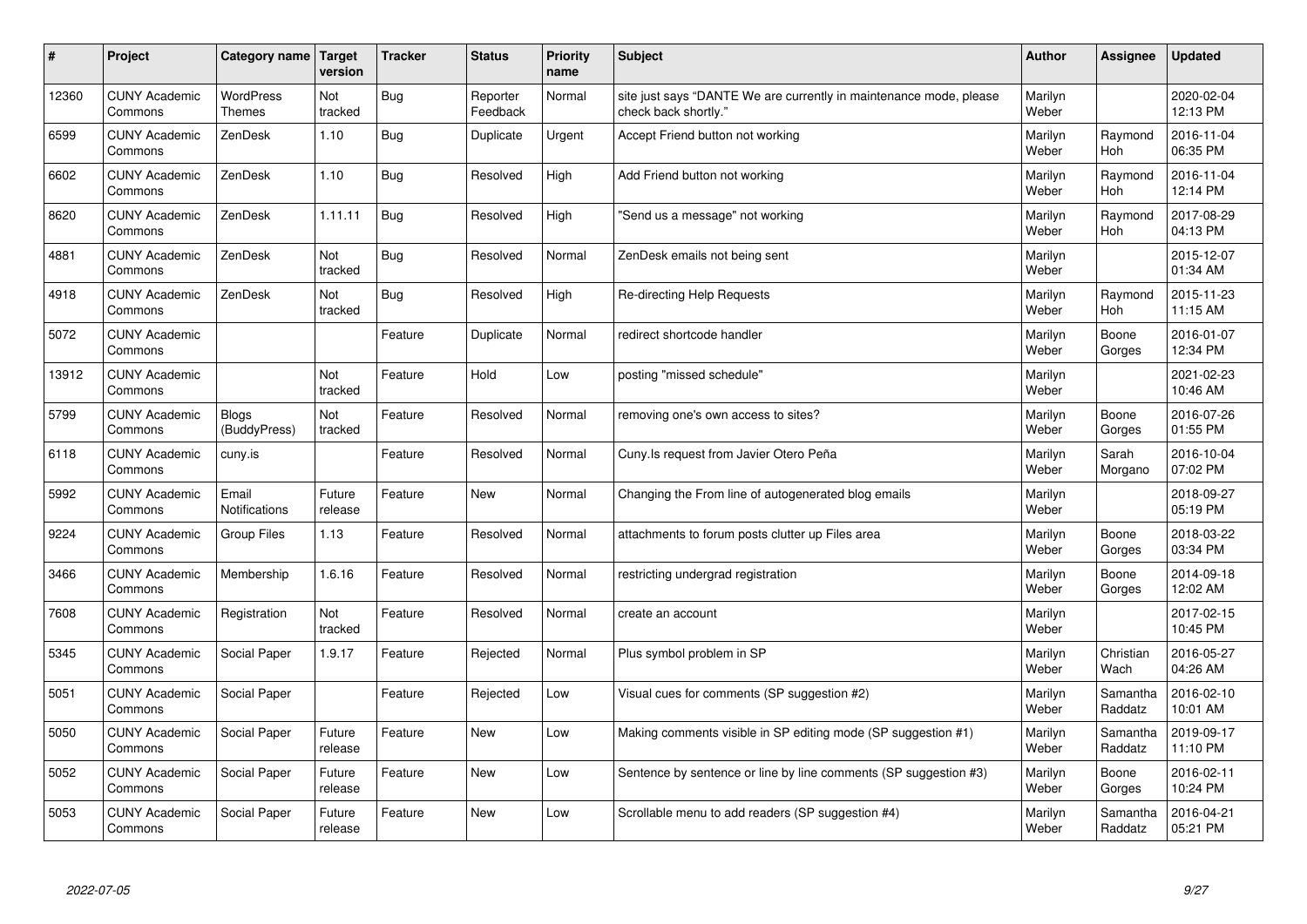| # | Project | Category name | Target version | Tracker | Status | Priority name | Subject | Author | Assignee | Updated |
|---|---|---|---|---|---|---|---|---|---|---|
| 12360 | CUNY Academic Commons | WordPress Themes | Not tracked | Bug | Reporter Feedback | Normal | site just says “DANTE We are currently in maintenance mode, please check back shortly.” | Marilyn Weber | | 2020-02-04 12:13 PM |
| 6599 | CUNY Academic Commons | ZenDesk | 1.10 | Bug | Duplicate | Urgent | Accept Friend button not working | Marilyn Weber | Raymond Hoh | 2016-11-04 06:35 PM |
| 6602 | CUNY Academic Commons | ZenDesk | 1.10 | Bug | Resolved | High | Add Friend button not working | Marilyn Weber | Raymond Hoh | 2016-11-04 12:14 PM |
| 8620 | CUNY Academic Commons | ZenDesk | 1.11.11 | Bug | Resolved | High | "Send us a message" not working | Marilyn Weber | Raymond Hoh | 2017-08-29 04:13 PM |
| 4881 | CUNY Academic Commons | ZenDesk | Not tracked | Bug | Resolved | Normal | ZenDesk emails not being sent | Marilyn Weber | | 2015-12-07 01:34 AM |
| 4918 | CUNY Academic Commons | ZenDesk | Not tracked | Bug | Resolved | High | Re-directing Help Requests | Marilyn Weber | Raymond Hoh | 2015-11-23 11:15 AM |
| 5072 | CUNY Academic Commons | | | Feature | Duplicate | Normal | redirect shortcode handler | Marilyn Weber | Boone Gorges | 2016-01-07 12:34 PM |
| 13912 | CUNY Academic Commons | | Not tracked | Feature | Hold | Low | posting "missed schedule" | Marilyn Weber | | 2021-02-23 10:46 AM |
| 5799 | CUNY Academic Commons | Blogs (BuddyPress) | Not tracked | Feature | Resolved | Normal | removing one's own access to sites? | Marilyn Weber | Boone Gorges | 2016-07-26 01:55 PM |
| 6118 | CUNY Academic Commons | cuny.is | | Feature | Resolved | Normal | Cuny.Is request from Javier Otero Peña | Marilyn Weber | Sarah Morgano | 2016-10-04 07:02 PM |
| 5992 | CUNY Academic Commons | Email Notifications | Future release | Feature | New | Normal | Changing the From line of autogenerated blog emails | Marilyn Weber | | 2018-09-27 05:19 PM |
| 9224 | CUNY Academic Commons | Group Files | 1.13 | Feature | Resolved | Normal | attachments to forum posts clutter up Files area | Marilyn Weber | Boone Gorges | 2018-03-22 03:34 PM |
| 3466 | CUNY Academic Commons | Membership | 1.6.16 | Feature | Resolved | Normal | restricting undergrad registration | Marilyn Weber | Boone Gorges | 2014-09-18 12:02 AM |
| 7608 | CUNY Academic Commons | Registration | Not tracked | Feature | Resolved | Normal | create an account | Marilyn Weber | | 2017-02-15 10:45 PM |
| 5345 | CUNY Academic Commons | Social Paper | 1.9.17 | Feature | Rejected | Normal | Plus symbol problem in SP | Marilyn Weber | Christian Wach | 2016-05-27 04:26 AM |
| 5051 | CUNY Academic Commons | Social Paper | | Feature | Rejected | Low | Visual cues for comments (SP suggestion #2) | Marilyn Weber | Samantha Raddatz | 2016-02-10 10:01 AM |
| 5050 | CUNY Academic Commons | Social Paper | Future release | Feature | New | Low | Making comments visible in SP editing mode (SP suggestion #1) | Marilyn Weber | Samantha Raddatz | 2019-09-17 11:10 PM |
| 5052 | CUNY Academic Commons | Social Paper | Future release | Feature | New | Low | Sentence by sentence or line by line comments (SP suggestion #3) | Marilyn Weber | Boone Gorges | 2016-02-11 10:24 PM |
| 5053 | CUNY Academic Commons | Social Paper | Future release | Feature | New | Low | Scrollable menu to add readers (SP suggestion #4) | Marilyn Weber | Samantha Raddatz | 2016-04-21 05:21 PM |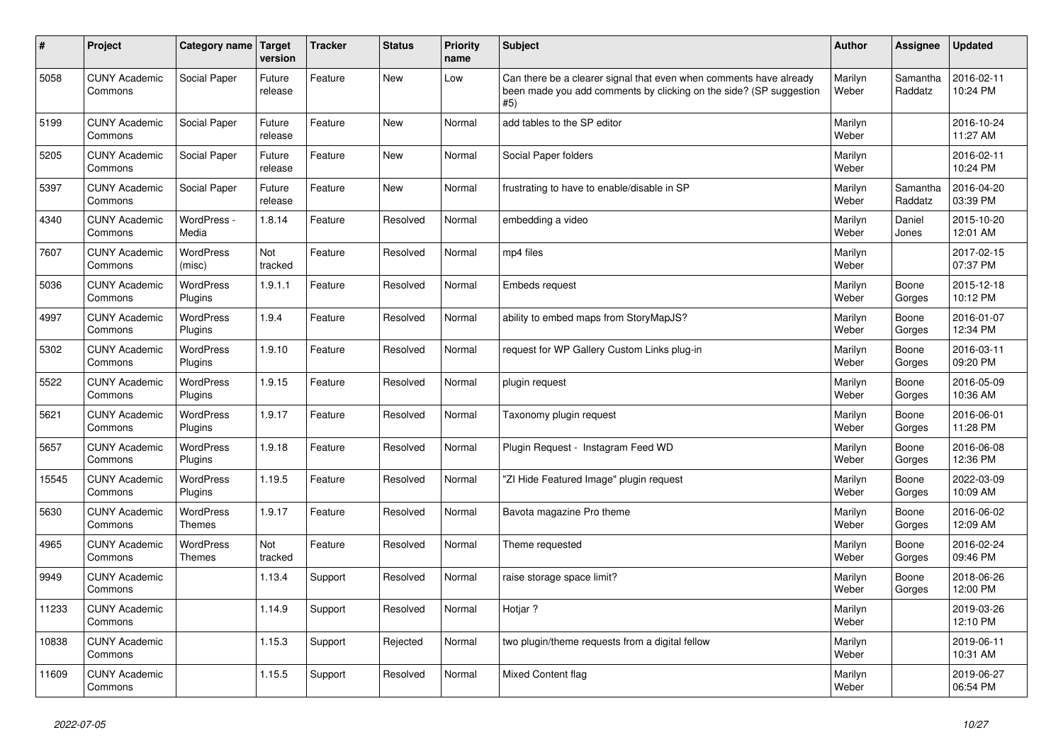| # | Project | Category name | Target version | Tracker | Status | Priority name | Subject | Author | Assignee | Updated |
|---|---|---|---|---|---|---|---|---|---|---|
| 5058 | CUNY Academic Commons | Social Paper | Future release | Feature | New | Low | Can there be a clearer signal that even when comments have already been made you add comments by clicking on the side? (SP suggestion #5) | Marilyn Weber | Samantha Raddatz | 2016-02-11 10:24 PM |
| 5199 | CUNY Academic Commons | Social Paper | Future release | Feature | New | Normal | add tables to the SP editor | Marilyn Weber | | 2016-10-24 11:27 AM |
| 5205 | CUNY Academic Commons | Social Paper | Future release | Feature | New | Normal | Social Paper folders | Marilyn Weber | | 2016-02-11 10:24 PM |
| 5397 | CUNY Academic Commons | Social Paper | Future release | Feature | New | Normal | frustrating to have to enable/disable in SP | Marilyn Weber | Samantha Raddatz | 2016-04-20 03:39 PM |
| 4340 | CUNY Academic Commons | WordPress - Media | 1.8.14 | Feature | Resolved | Normal | embedding a video | Marilyn Weber | Daniel Jones | 2015-10-20 12:01 AM |
| 7607 | CUNY Academic Commons | WordPress (misc) | Not tracked | Feature | Resolved | Normal | mp4 files | Marilyn Weber | | 2017-02-15 07:37 PM |
| 5036 | CUNY Academic Commons | WordPress Plugins | 1.9.1.1 | Feature | Resolved | Normal | Embeds request | Marilyn Weber | Boone Gorges | 2015-12-18 10:12 PM |
| 4997 | CUNY Academic Commons | WordPress Plugins | 1.9.4 | Feature | Resolved | Normal | ability to embed maps from StoryMapJS? | Marilyn Weber | Boone Gorges | 2016-01-07 12:34 PM |
| 5302 | CUNY Academic Commons | WordPress Plugins | 1.9.10 | Feature | Resolved | Normal | request for WP Gallery Custom Links plug-in | Marilyn Weber | Boone Gorges | 2016-03-11 09:20 PM |
| 5522 | CUNY Academic Commons | WordPress Plugins | 1.9.15 | Feature | Resolved | Normal | plugin request | Marilyn Weber | Boone Gorges | 2016-05-09 10:36 AM |
| 5621 | CUNY Academic Commons | WordPress Plugins | 1.9.17 | Feature | Resolved | Normal | Taxonomy plugin request | Marilyn Weber | Boone Gorges | 2016-06-01 11:28 PM |
| 5657 | CUNY Academic Commons | WordPress Plugins | 1.9.18 | Feature | Resolved | Normal | Plugin Request - Instagram Feed WD | Marilyn Weber | Boone Gorges | 2016-06-08 12:36 PM |
| 15545 | CUNY Academic Commons | WordPress Plugins | 1.19.5 | Feature | Resolved | Normal | "ZI Hide Featured Image" plugin request | Marilyn Weber | Boone Gorges | 2022-03-09 10:09 AM |
| 5630 | CUNY Academic Commons | WordPress Themes | 1.9.17 | Feature | Resolved | Normal | Bavota magazine Pro theme | Marilyn Weber | Boone Gorges | 2016-06-02 12:09 AM |
| 4965 | CUNY Academic Commons | WordPress Themes | Not tracked | Feature | Resolved | Normal | Theme requested | Marilyn Weber | Boone Gorges | 2016-02-24 09:46 PM |
| 9949 | CUNY Academic Commons | | 1.13.4 | Support | Resolved | Normal | raise storage space limit? | Marilyn Weber | Boone Gorges | 2018-06-26 12:00 PM |
| 11233 | CUNY Academic Commons | | 1.14.9 | Support | Resolved | Normal | Hotjar ? | Marilyn Weber | | 2019-03-26 12:10 PM |
| 10838 | CUNY Academic Commons | | 1.15.3 | Support | Rejected | Normal | two plugin/theme requests from a digital fellow | Marilyn Weber | | 2019-06-11 10:31 AM |
| 11609 | CUNY Academic Commons | | 1.15.5 | Support | Resolved | Normal | Mixed Content flag | Marilyn Weber | | 2019-06-27 06:54 PM |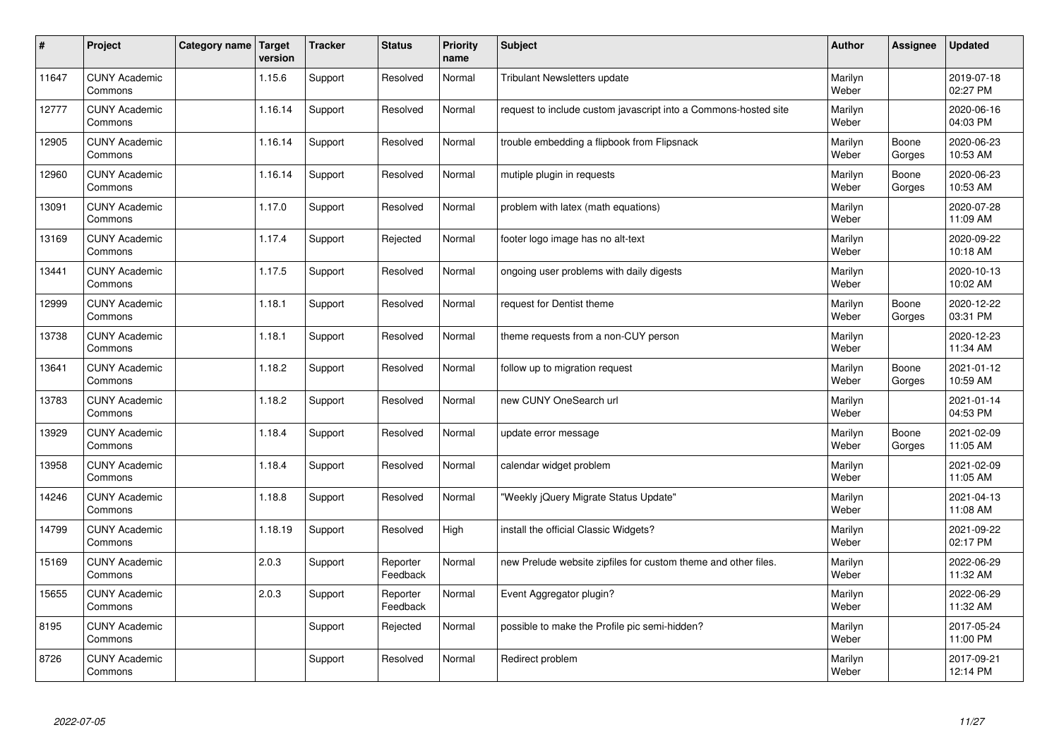| # | Project | Category name | Target version | Tracker | Status | Priority name | Subject | Author | Assignee | Updated |
|---|---|---|---|---|---|---|---|---|---|---|
| 11647 | CUNY Academic Commons | | 1.15.6 | Support | Resolved | Normal | Tribulant Newsletters update | Marilyn Weber | | 2019-07-18 02:27 PM |
| 12777 | CUNY Academic Commons | | 1.16.14 | Support | Resolved | Normal | request to include custom javascript into a Commons-hosted site | Marilyn Weber | | 2020-06-16 04:03 PM |
| 12905 | CUNY Academic Commons | | 1.16.14 | Support | Resolved | Normal | trouble embedding a flipbook from Flipsnack | Marilyn Weber | Boone Gorges | 2020-06-23 10:53 AM |
| 12960 | CUNY Academic Commons | | 1.16.14 | Support | Resolved | Normal | mutiple plugin in requests | Marilyn Weber | Boone Gorges | 2020-06-23 10:53 AM |
| 13091 | CUNY Academic Commons | | 1.17.0 | Support | Resolved | Normal | problem with latex (math equations) | Marilyn Weber | | 2020-07-28 11:09 AM |
| 13169 | CUNY Academic Commons | | 1.17.4 | Support | Rejected | Normal | footer logo image has no alt-text | Marilyn Weber | | 2020-09-22 10:18 AM |
| 13441 | CUNY Academic Commons | | 1.17.5 | Support | Resolved | Normal | ongoing user problems with daily digests | Marilyn Weber | | 2020-10-13 10:02 AM |
| 12999 | CUNY Academic Commons | | 1.18.1 | Support | Resolved | Normal | request for Dentist theme | Marilyn Weber | Boone Gorges | 2020-12-22 03:31 PM |
| 13738 | CUNY Academic Commons | | 1.18.1 | Support | Resolved | Normal | theme requests from a non-CUY person | Marilyn Weber | | 2020-12-23 11:34 AM |
| 13641 | CUNY Academic Commons | | 1.18.2 | Support | Resolved | Normal | follow up to migration request | Marilyn Weber | Boone Gorges | 2021-01-12 10:59 AM |
| 13783 | CUNY Academic Commons | | 1.18.2 | Support | Resolved | Normal | new CUNY OneSearch url | Marilyn Weber | | 2021-01-14 04:53 PM |
| 13929 | CUNY Academic Commons | | 1.18.4 | Support | Resolved | Normal | update error message | Marilyn Weber | Boone Gorges | 2021-02-09 11:05 AM |
| 13958 | CUNY Academic Commons | | 1.18.4 | Support | Resolved | Normal | calendar widget problem | Marilyn Weber | | 2021-02-09 11:05 AM |
| 14246 | CUNY Academic Commons | | 1.18.8 | Support | Resolved | Normal | "Weekly jQuery Migrate Status Update" | Marilyn Weber | | 2021-04-13 11:08 AM |
| 14799 | CUNY Academic Commons | | 1.18.19 | Support | Resolved | High | install the official Classic Widgets? | Marilyn Weber | | 2021-09-22 02:17 PM |
| 15169 | CUNY Academic Commons | | 2.0.3 | Support | Reporter Feedback | Normal | new Prelude website zipfiles for custom theme and other files. | Marilyn Weber | | 2022-06-29 11:32 AM |
| 15655 | CUNY Academic Commons | | 2.0.3 | Support | Reporter Feedback | Normal | Event Aggregator plugin? | Marilyn Weber | | 2022-06-29 11:32 AM |
| 8195 | CUNY Academic Commons | | | Support | Rejected | Normal | possible to make the Profile pic semi-hidden? | Marilyn Weber | | 2017-05-24 11:00 PM |
| 8726 | CUNY Academic Commons | | | Support | Resolved | Normal | Redirect problem | Marilyn Weber | | 2017-09-21 12:14 PM |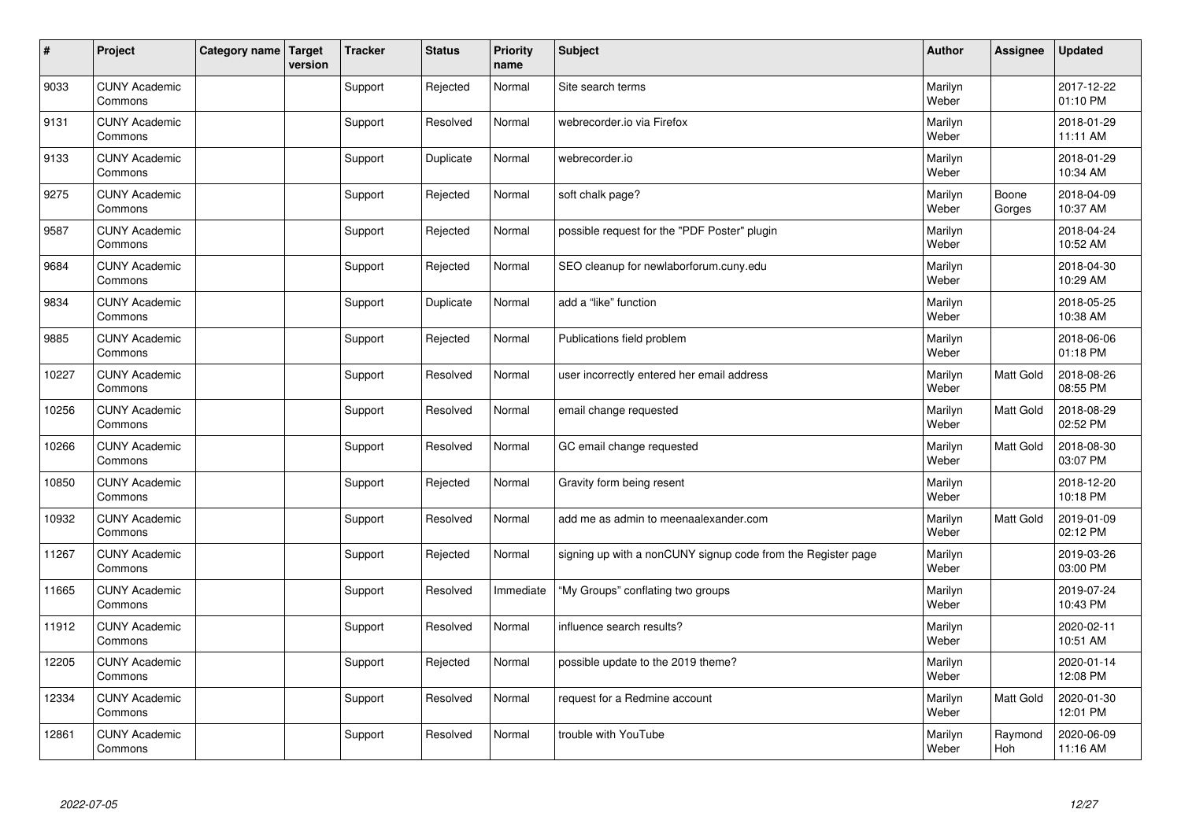| # | Project | Category name | Target version | Tracker | Status | Priority name | Subject | Author | Assignee | Updated |
|---|---|---|---|---|---|---|---|---|---|---|
| 9033 | CUNY Academic Commons | | | Support | Rejected | Normal | Site search terms | Marilyn Weber | | 2017-12-22 01:10 PM |
| 9131 | CUNY Academic Commons | | | Support | Resolved | Normal | webrecorder.io via Firefox | Marilyn Weber | | 2018-01-29 11:11 AM |
| 9133 | CUNY Academic Commons | | | Support | Duplicate | Normal | webrecorder.io | Marilyn Weber | | 2018-01-29 10:34 AM |
| 9275 | CUNY Academic Commons | | | Support | Rejected | Normal | soft chalk page? | Marilyn Weber | Boone Gorges | 2018-04-09 10:37 AM |
| 9587 | CUNY Academic Commons | | | Support | Rejected | Normal | possible request for the "PDF Poster" plugin | Marilyn Weber | | 2018-04-24 10:52 AM |
| 9684 | CUNY Academic Commons | | | Support | Rejected | Normal | SEO cleanup for newlaborforum.cuny.edu | Marilyn Weber | | 2018-04-30 10:29 AM |
| 9834 | CUNY Academic Commons | | | Support | Duplicate | Normal | add a "like" function | Marilyn Weber | | 2018-05-25 10:38 AM |
| 9885 | CUNY Academic Commons | | | Support | Rejected | Normal | Publications field problem | Marilyn Weber | | 2018-06-06 01:18 PM |
| 10227 | CUNY Academic Commons | | | Support | Resolved | Normal | user incorrectly entered her email address | Marilyn Weber | Matt Gold | 2018-08-26 08:55 PM |
| 10256 | CUNY Academic Commons | | | Support | Resolved | Normal | email change requested | Marilyn Weber | Matt Gold | 2018-08-29 02:52 PM |
| 10266 | CUNY Academic Commons | | | Support | Resolved | Normal | GC email change requested | Marilyn Weber | Matt Gold | 2018-08-30 03:07 PM |
| 10850 | CUNY Academic Commons | | | Support | Rejected | Normal | Gravity form being resent | Marilyn Weber | | 2018-12-20 10:18 PM |
| 10932 | CUNY Academic Commons | | | Support | Resolved | Normal | add me as admin to meenaalexander.com | Marilyn Weber | Matt Gold | 2019-01-09 02:12 PM |
| 11267 | CUNY Academic Commons | | | Support | Rejected | Normal | signing up with a nonCUNY signup code from the Register page | Marilyn Weber | | 2019-03-26 03:00 PM |
| 11665 | CUNY Academic Commons | | | Support | Resolved | Immediate | "My Groups" conflating two groups | Marilyn Weber | | 2019-07-24 10:43 PM |
| 11912 | CUNY Academic Commons | | | Support | Resolved | Normal | influence search results? | Marilyn Weber | | 2020-02-11 10:51 AM |
| 12205 | CUNY Academic Commons | | | Support | Rejected | Normal | possible update to the 2019 theme? | Marilyn Weber | | 2020-01-14 12:08 PM |
| 12334 | CUNY Academic Commons | | | Support | Resolved | Normal | request for a Redmine account | Marilyn Weber | Matt Gold | 2020-01-30 12:01 PM |
| 12861 | CUNY Academic Commons | | | Support | Resolved | Normal | trouble with YouTube | Marilyn Weber | Raymond Hoh | 2020-06-09 11:16 AM |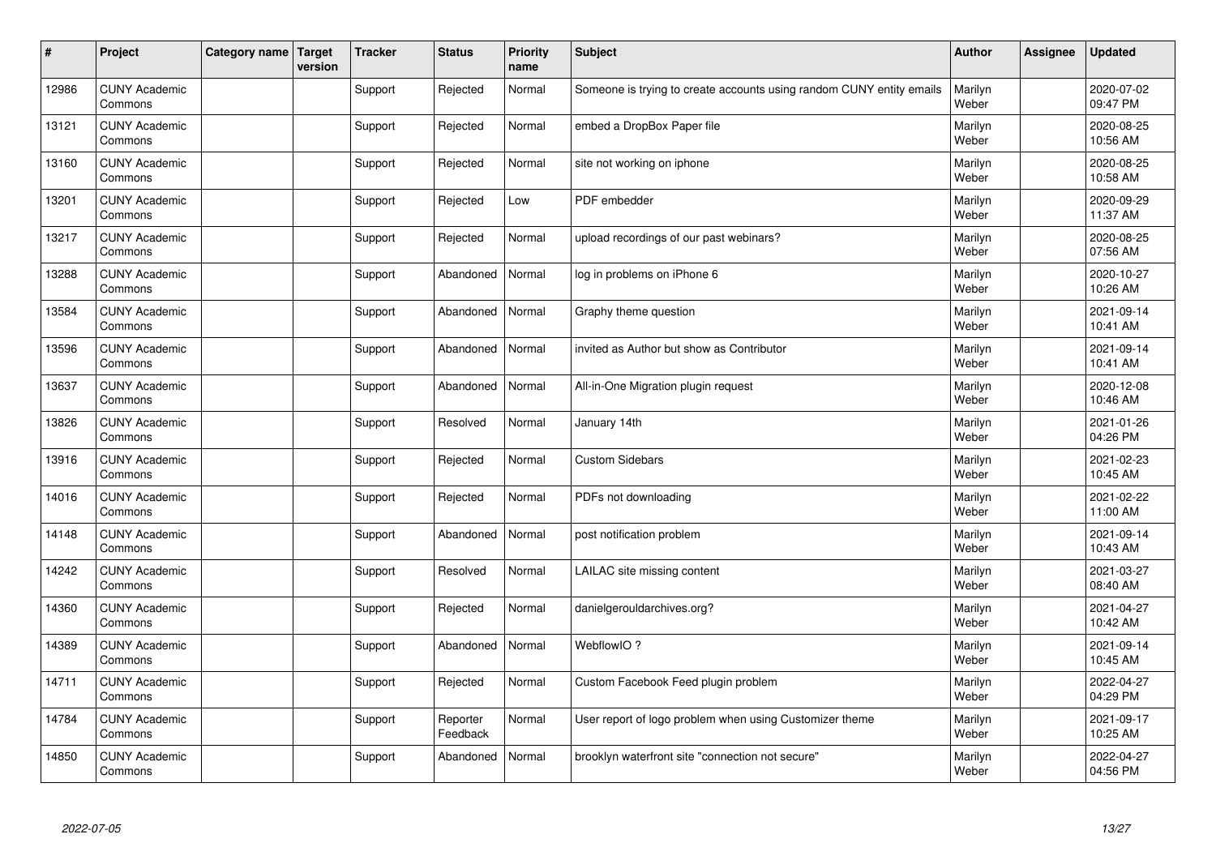| # | Project | Category name | Target version | Tracker | Status | Priority name | Subject | Author | Assignee | Updated |
|---|---|---|---|---|---|---|---|---|---|---|
| 12986 | CUNY Academic Commons | | | Support | Rejected | Normal | Someone is trying to create accounts using random CUNY entity emails | Marilyn Weber | | 2020-07-02 09:47 PM |
| 13121 | CUNY Academic Commons | | | Support | Rejected | Normal | embed a DropBox Paper file | Marilyn Weber | | 2020-08-25 10:56 AM |
| 13160 | CUNY Academic Commons | | | Support | Rejected | Normal | site not working on iphone | Marilyn Weber | | 2020-08-25 10:58 AM |
| 13201 | CUNY Academic Commons | | | Support | Rejected | Low | PDF embedder | Marilyn Weber | | 2020-09-29 11:37 AM |
| 13217 | CUNY Academic Commons | | | Support | Rejected | Normal | upload recordings of our past webinars? | Marilyn Weber | | 2020-08-25 07:56 AM |
| 13288 | CUNY Academic Commons | | | Support | Abandoned | Normal | log in problems on iPhone 6 | Marilyn Weber | | 2020-10-27 10:26 AM |
| 13584 | CUNY Academic Commons | | | Support | Abandoned | Normal | Graphy theme question | Marilyn Weber | | 2021-09-14 10:41 AM |
| 13596 | CUNY Academic Commons | | | Support | Abandoned | Normal | invited as Author but show as Contributor | Marilyn Weber | | 2021-09-14 10:41 AM |
| 13637 | CUNY Academic Commons | | | Support | Abandoned | Normal | All-in-One Migration plugin request | Marilyn Weber | | 2020-12-08 10:46 AM |
| 13826 | CUNY Academic Commons | | | Support | Resolved | Normal | January 14th | Marilyn Weber | | 2021-01-26 04:26 PM |
| 13916 | CUNY Academic Commons | | | Support | Rejected | Normal | Custom Sidebars | Marilyn Weber | | 2021-02-23 10:45 AM |
| 14016 | CUNY Academic Commons | | | Support | Rejected | Normal | PDFs not downloading | Marilyn Weber | | 2021-02-22 11:00 AM |
| 14148 | CUNY Academic Commons | | | Support | Abandoned | Normal | post notification problem | Marilyn Weber | | 2021-09-14 10:43 AM |
| 14242 | CUNY Academic Commons | | | Support | Resolved | Normal | LAILAC site missing content | Marilyn Weber | | 2021-03-27 08:40 AM |
| 14360 | CUNY Academic Commons | | | Support | Rejected | Normal | danielgerouldarchives.org? | Marilyn Weber | | 2021-04-27 10:42 AM |
| 14389 | CUNY Academic Commons | | | Support | Abandoned | Normal | WebflowIO ? | Marilyn Weber | | 2021-09-14 10:45 AM |
| 14711 | CUNY Academic Commons | | | Support | Rejected | Normal | Custom Facebook Feed plugin problem | Marilyn Weber | | 2022-04-27 04:29 PM |
| 14784 | CUNY Academic Commons | | | Support | Reporter Feedback | Normal | User report of logo problem when using Customizer theme | Marilyn Weber | | 2021-09-17 10:25 AM |
| 14850 | CUNY Academic Commons | | | Support | Abandoned | Normal | brooklyn waterfront site "connection not secure" | Marilyn Weber | | 2022-04-27 04:56 PM |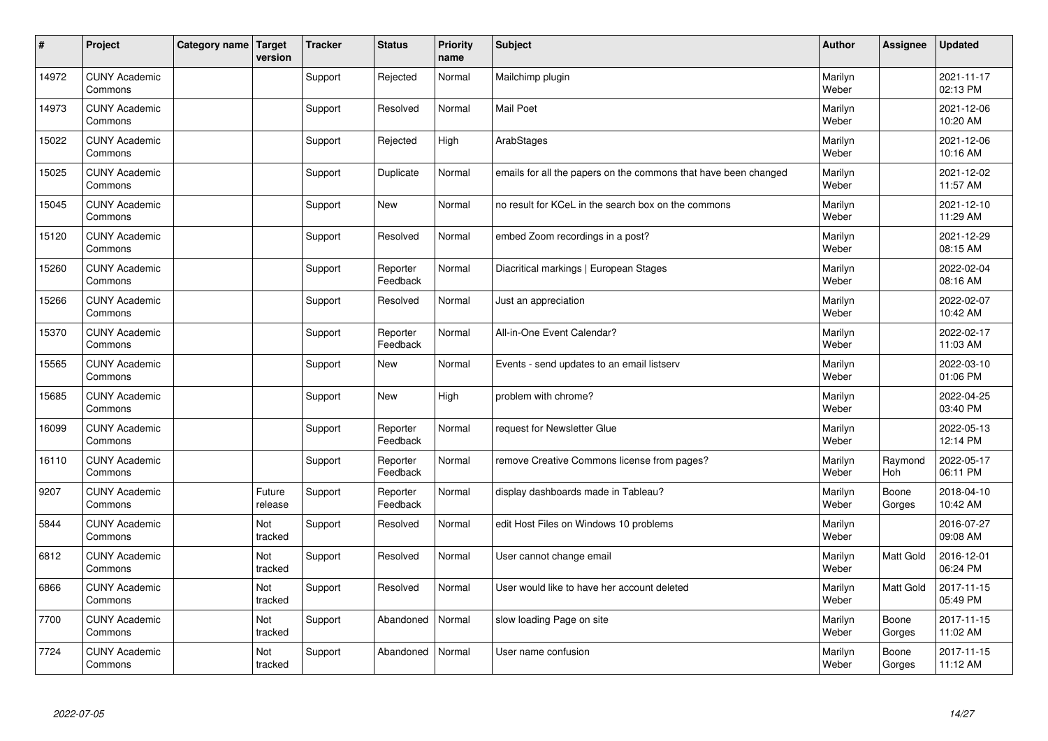| # | Project | Category name | Target version | Tracker | Status | Priority name | Subject | Author | Assignee | Updated |
|---|---|---|---|---|---|---|---|---|---|---|
| 14972 | CUNY Academic Commons | | | Support | Rejected | Normal | Mailchimp plugin | Marilyn Weber | | 2021-11-17 02:13 PM |
| 14973 | CUNY Academic Commons | | | Support | Resolved | Normal | Mail Poet | Marilyn Weber | | 2021-12-06 10:20 AM |
| 15022 | CUNY Academic Commons | | | Support | Rejected | High | ArabStages | Marilyn Weber | | 2021-12-06 10:16 AM |
| 15025 | CUNY Academic Commons | | | Support | Duplicate | Normal | emails for all the papers on the commons that have been changed | Marilyn Weber | | 2021-12-02 11:57 AM |
| 15045 | CUNY Academic Commons | | | Support | New | Normal | no result for KCeL in the search box on the commons | Marilyn Weber | | 2021-12-10 11:29 AM |
| 15120 | CUNY Academic Commons | | | Support | Resolved | Normal | embed Zoom recordings in a post? | Marilyn Weber | | 2021-12-29 08:15 AM |
| 15260 | CUNY Academic Commons | | | Support | Reporter Feedback | Normal | Diacritical markings \| European Stages | Marilyn Weber | | 2022-02-04 08:16 AM |
| 15266 | CUNY Academic Commons | | | Support | Resolved | Normal | Just an appreciation | Marilyn Weber | | 2022-02-07 10:42 AM |
| 15370 | CUNY Academic Commons | | | Support | Reporter Feedback | Normal | All-in-One Event Calendar? | Marilyn Weber | | 2022-02-17 11:03 AM |
| 15565 | CUNY Academic Commons | | | Support | New | Normal | Events - send updates to an email listserv | Marilyn Weber | | 2022-03-10 01:06 PM |
| 15685 | CUNY Academic Commons | | | Support | New | High | problem with chrome? | Marilyn Weber | | 2022-04-25 03:40 PM |
| 16099 | CUNY Academic Commons | | | Support | Reporter Feedback | Normal | request for Newsletter Glue | Marilyn Weber | | 2022-05-13 12:14 PM |
| 16110 | CUNY Academic Commons | | | Support | Reporter Feedback | Normal | remove Creative Commons license from pages? | Marilyn Weber | Raymond Hoh | 2022-05-17 06:11 PM |
| 9207 | CUNY Academic Commons | | Future release | Support | Reporter Feedback | Normal | display dashboards made in Tableau? | Marilyn Weber | Boone Gorges | 2018-04-10 10:42 AM |
| 5844 | CUNY Academic Commons | | Not tracked | Support | Resolved | Normal | edit Host Files on Windows 10 problems | Marilyn Weber | | 2016-07-27 09:08 AM |
| 6812 | CUNY Academic Commons | | Not tracked | Support | Resolved | Normal | User cannot change email | Marilyn Weber | Matt Gold | 2016-12-01 06:24 PM |
| 6866 | CUNY Academic Commons | | Not tracked | Support | Resolved | Normal | User would like to have her account deleted | Marilyn Weber | Matt Gold | 2017-11-15 05:49 PM |
| 7700 | CUNY Academic Commons | | Not tracked | Support | Abandoned | Normal | slow loading Page on site | Marilyn Weber | Boone Gorges | 2017-11-15 11:02 AM |
| 7724 | CUNY Academic Commons | | Not tracked | Support | Abandoned | Normal | User name confusion | Marilyn Weber | Boone Gorges | 2017-11-15 11:12 AM |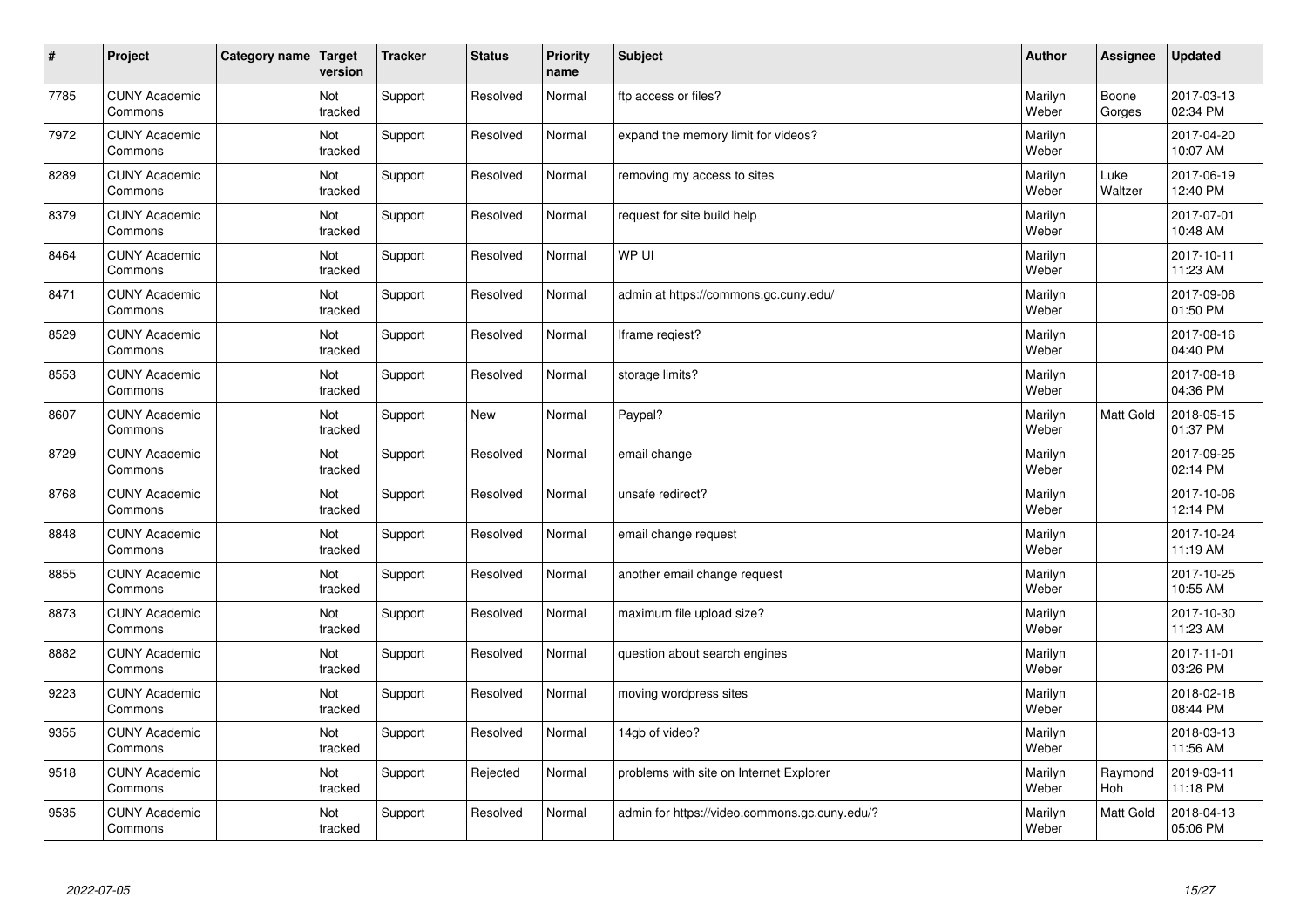| # | Project | Category name | Target version | Tracker | Status | Priority name | Subject | Author | Assignee | Updated |
|---|---|---|---|---|---|---|---|---|---|---|
| 7785 | CUNY Academic Commons | | Not tracked | Support | Resolved | Normal | ftp access or files? | Marilyn Weber | Boone Gorges | 2017-03-13 02:34 PM |
| 7972 | CUNY Academic Commons | | Not tracked | Support | Resolved | Normal | expand the memory limit for videos? | Marilyn Weber | | 2017-04-20 10:07 AM |
| 8289 | CUNY Academic Commons | | Not tracked | Support | Resolved | Normal | removing my access to sites | Marilyn Weber | Luke Waltzer | 2017-06-19 12:40 PM |
| 8379 | CUNY Academic Commons | | Not tracked | Support | Resolved | Normal | request for site build help | Marilyn Weber | | 2017-07-01 10:48 AM |
| 8464 | CUNY Academic Commons | | Not tracked | Support | Resolved | Normal | WP UI | Marilyn Weber | | 2017-10-11 11:23 AM |
| 8471 | CUNY Academic Commons | | Not tracked | Support | Resolved | Normal | admin at https://commons.gc.cuny.edu/ | Marilyn Weber | | 2017-09-06 01:50 PM |
| 8529 | CUNY Academic Commons | | Not tracked | Support | Resolved | Normal | Iframe reqiest? | Marilyn Weber | | 2017-08-16 04:40 PM |
| 8553 | CUNY Academic Commons | | Not tracked | Support | Resolved | Normal | storage limits? | Marilyn Weber | | 2017-08-18 04:36 PM |
| 8607 | CUNY Academic Commons | | Not tracked | Support | New | Normal | Paypal? | Marilyn Weber | Matt Gold | 2018-05-15 01:37 PM |
| 8729 | CUNY Academic Commons | | Not tracked | Support | Resolved | Normal | email change | Marilyn Weber | | 2017-09-25 02:14 PM |
| 8768 | CUNY Academic Commons | | Not tracked | Support | Resolved | Normal | unsafe redirect? | Marilyn Weber | | 2017-10-06 12:14 PM |
| 8848 | CUNY Academic Commons | | Not tracked | Support | Resolved | Normal | email change request | Marilyn Weber | | 2017-10-24 11:19 AM |
| 8855 | CUNY Academic Commons | | Not tracked | Support | Resolved | Normal | another email change request | Marilyn Weber | | 2017-10-25 10:55 AM |
| 8873 | CUNY Academic Commons | | Not tracked | Support | Resolved | Normal | maximum file upload size? | Marilyn Weber | | 2017-10-30 11:23 AM |
| 8882 | CUNY Academic Commons | | Not tracked | Support | Resolved | Normal | question about search engines | Marilyn Weber | | 2017-11-01 03:26 PM |
| 9223 | CUNY Academic Commons | | Not tracked | Support | Resolved | Normal | moving wordpress sites | Marilyn Weber | | 2018-02-18 08:44 PM |
| 9355 | CUNY Academic Commons | | Not tracked | Support | Resolved | Normal | 14gb of video? | Marilyn Weber | | 2018-03-13 11:56 AM |
| 9518 | CUNY Academic Commons | | Not tracked | Support | Rejected | Normal | problems with site on Internet Explorer | Marilyn Weber | Raymond Hoh | 2019-03-11 11:18 PM |
| 9535 | CUNY Academic Commons | | Not tracked | Support | Resolved | Normal | admin for https://video.commons.gc.cuny.edu/? | Marilyn Weber | Matt Gold | 2018-04-13 05:06 PM |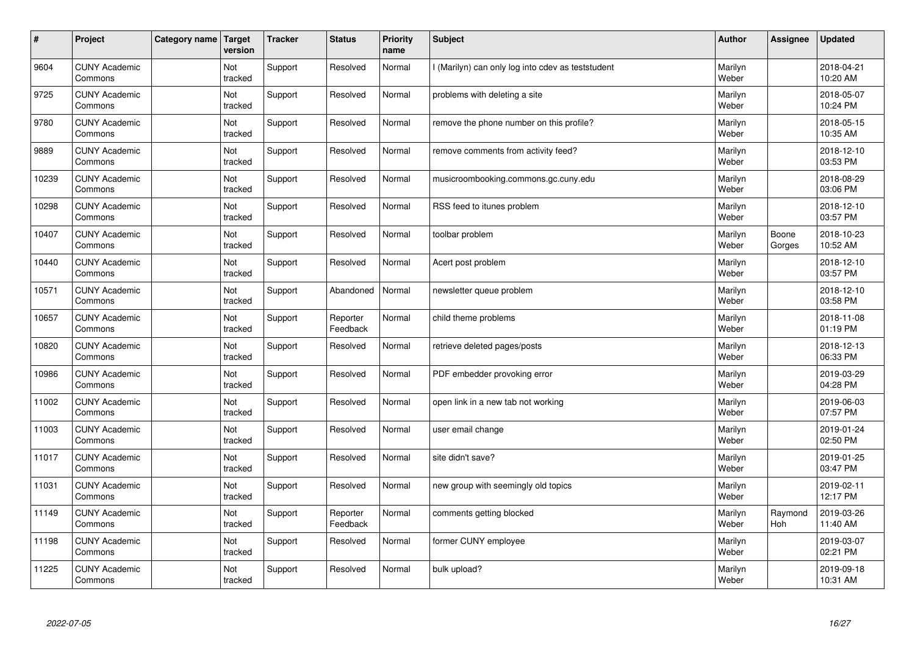| # | Project | Category name | Target version | Tracker | Status | Priority name | Subject | Author | Assignee | Updated |
|---|---|---|---|---|---|---|---|---|---|---|
| 9604 | CUNY Academic Commons | | Not tracked | Support | Resolved | Normal | I (Marilyn) can only log into cdev as teststudent | Marilyn Weber | | 2018-04-21 10:20 AM |
| 9725 | CUNY Academic Commons | | Not tracked | Support | Resolved | Normal | problems with deleting a site | Marilyn Weber | | 2018-05-07 10:24 PM |
| 9780 | CUNY Academic Commons | | Not tracked | Support | Resolved | Normal | remove the phone number on this profile? | Marilyn Weber | | 2018-05-15 10:35 AM |
| 9889 | CUNY Academic Commons | | Not tracked | Support | Resolved | Normal | remove comments from activity feed? | Marilyn Weber | | 2018-12-10 03:53 PM |
| 10239 | CUNY Academic Commons | | Not tracked | Support | Resolved | Normal | musicroombooking.commons.gc.cuny.edu | Marilyn Weber | | 2018-08-29 03:06 PM |
| 10298 | CUNY Academic Commons | | Not tracked | Support | Resolved | Normal | RSS feed to itunes problem | Marilyn Weber | | 2018-12-10 03:57 PM |
| 10407 | CUNY Academic Commons | | Not tracked | Support | Resolved | Normal | toolbar problem | Marilyn Weber | Boone Gorges | 2018-10-23 10:52 AM |
| 10440 | CUNY Academic Commons | | Not tracked | Support | Resolved | Normal | Acert post problem | Marilyn Weber | | 2018-12-10 03:57 PM |
| 10571 | CUNY Academic Commons | | Not tracked | Support | Abandoned | Normal | newsletter queue problem | Marilyn Weber | | 2018-12-10 03:58 PM |
| 10657 | CUNY Academic Commons | | Not tracked | Support | Reporter Feedback | Normal | child theme problems | Marilyn Weber | | 2018-11-08 01:19 PM |
| 10820 | CUNY Academic Commons | | Not tracked | Support | Resolved | Normal | retrieve deleted pages/posts | Marilyn Weber | | 2018-12-13 06:33 PM |
| 10986 | CUNY Academic Commons | | Not tracked | Support | Resolved | Normal | PDF embedder provoking error | Marilyn Weber | | 2019-03-29 04:28 PM |
| 11002 | CUNY Academic Commons | | Not tracked | Support | Resolved | Normal | open link in a new tab not working | Marilyn Weber | | 2019-06-03 07:57 PM |
| 11003 | CUNY Academic Commons | | Not tracked | Support | Resolved | Normal | user email change | Marilyn Weber | | 2019-01-24 02:50 PM |
| 11017 | CUNY Academic Commons | | Not tracked | Support | Resolved | Normal | site didn't save? | Marilyn Weber | | 2019-01-25 03:47 PM |
| 11031 | CUNY Academic Commons | | Not tracked | Support | Resolved | Normal | new group with seemingly old topics | Marilyn Weber | | 2019-02-11 12:17 PM |
| 11149 | CUNY Academic Commons | | Not tracked | Support | Reporter Feedback | Normal | comments getting blocked | Marilyn Weber | Raymond Hoh | 2019-03-26 11:40 AM |
| 11198 | CUNY Academic Commons | | Not tracked | Support | Resolved | Normal | former CUNY employee | Marilyn Weber | | 2019-03-07 02:21 PM |
| 11225 | CUNY Academic Commons | | Not tracked | Support | Resolved | Normal | bulk upload? | Marilyn Weber | | 2019-09-18 10:31 AM |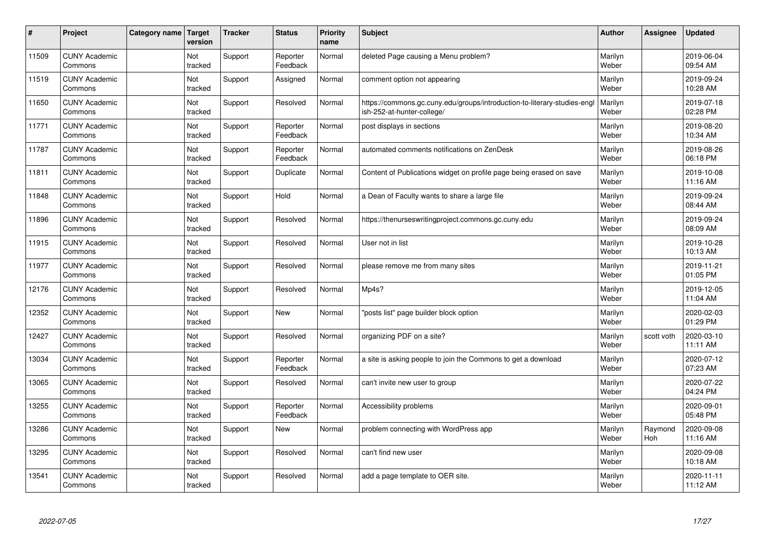| # | Project | Category name | Target version | Tracker | Status | Priority name | Subject | Author | Assignee | Updated |
|---|---|---|---|---|---|---|---|---|---|---|
| 11509 | CUNY Academic Commons | | Not tracked | Support | Reporter Feedback | Normal | deleted Page causing a Menu problem? | Marilyn Weber | | 2019-06-04 09:54 AM |
| 11519 | CUNY Academic Commons | | Not tracked | Support | Assigned | Normal | comment option not appearing | Marilyn Weber | | 2019-09-24 10:28 AM |
| 11650 | CUNY Academic Commons | | Not tracked | Support | Resolved | Normal | https://commons.gc.cuny.edu/groups/introduction-to-literary-studies-english-252-at-hunter-college/ | Marilyn Weber | | 2019-07-18 02:28 PM |
| 11771 | CUNY Academic Commons | | Not tracked | Support | Reporter Feedback | Normal | post displays in sections | Marilyn Weber | | 2019-08-20 10:34 AM |
| 11787 | CUNY Academic Commons | | Not tracked | Support | Reporter Feedback | Normal | automated comments notifications on ZenDesk | Marilyn Weber | | 2019-08-26 06:18 PM |
| 11811 | CUNY Academic Commons | | Not tracked | Support | Duplicate | Normal | Content of Publications widget on profile page being erased on save | Marilyn Weber | | 2019-10-08 11:16 AM |
| 11848 | CUNY Academic Commons | | Not tracked | Support | Hold | Normal | a Dean of Faculty wants to share a large file | Marilyn Weber | | 2019-09-24 08:44 AM |
| 11896 | CUNY Academic Commons | | Not tracked | Support | Resolved | Normal | https://thenurseswritingproject.commons.gc.cuny.edu | Marilyn Weber | | 2019-09-24 08:09 AM |
| 11915 | CUNY Academic Commons | | Not tracked | Support | Resolved | Normal | User not in list | Marilyn Weber | | 2019-10-28 10:13 AM |
| 11977 | CUNY Academic Commons | | Not tracked | Support | Resolved | Normal | please remove me from many sites | Marilyn Weber | | 2019-11-21 01:05 PM |
| 12176 | CUNY Academic Commons | | Not tracked | Support | Resolved | Normal | Mp4s? | Marilyn Weber | | 2019-12-05 11:04 AM |
| 12352 | CUNY Academic Commons | | Not tracked | Support | New | Normal | "posts list" page builder block option | Marilyn Weber | | 2020-02-03 01:29 PM |
| 12427 | CUNY Academic Commons | | Not tracked | Support | Resolved | Normal | organizing PDF on a site? | Marilyn Weber | scott voth | 2020-03-10 11:11 AM |
| 13034 | CUNY Academic Commons | | Not tracked | Support | Reporter Feedback | Normal | a site is asking people to join the Commons to get a download | Marilyn Weber | | 2020-07-12 07:23 AM |
| 13065 | CUNY Academic Commons | | Not tracked | Support | Resolved | Normal | can't invite new user to group | Marilyn Weber | | 2020-07-22 04:24 PM |
| 13255 | CUNY Academic Commons | | Not tracked | Support | Reporter Feedback | Normal | Accessibility problems | Marilyn Weber | | 2020-09-01 05:48 PM |
| 13286 | CUNY Academic Commons | | Not tracked | Support | New | Normal | problem connecting with WordPress app | Marilyn Weber | Raymond Hoh | 2020-09-08 11:16 AM |
| 13295 | CUNY Academic Commons | | Not tracked | Support | Resolved | Normal | can't find new user | Marilyn Weber | | 2020-09-08 10:18 AM |
| 13541 | CUNY Academic Commons | | Not tracked | Support | Resolved | Normal | add a page template to OER site. | Marilyn Weber | | 2020-11-11 11:12 AM |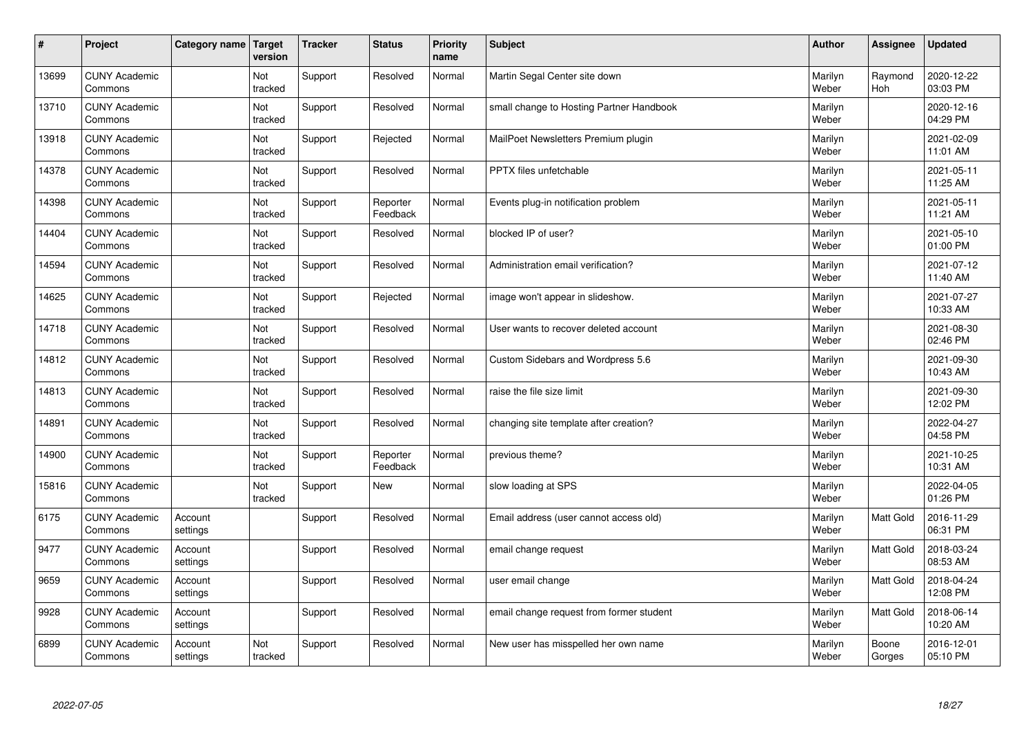| # | Project | Category name | Target version | Tracker | Status | Priority name | Subject | Author | Assignee | Updated |
|---|---|---|---|---|---|---|---|---|---|---|
| 13699 | CUNY Academic Commons | | Not tracked | Support | Resolved | Normal | Martin Segal Center site down | Marilyn Weber | Raymond Hoh | 2020-12-22 03:03 PM |
| 13710 | CUNY Academic Commons | | Not tracked | Support | Resolved | Normal | small change to Hosting Partner Handbook | Marilyn Weber | | 2020-12-16 04:29 PM |
| 13918 | CUNY Academic Commons | | Not tracked | Support | Rejected | Normal | MailPoet Newsletters Premium plugin | Marilyn Weber | | 2021-02-09 11:01 AM |
| 14378 | CUNY Academic Commons | | Not tracked | Support | Resolved | Normal | PPTX files unfetchable | Marilyn Weber | | 2021-05-11 11:25 AM |
| 14398 | CUNY Academic Commons | | Not tracked | Support | Reporter Feedback | Normal | Events plug-in notification problem | Marilyn Weber | | 2021-05-11 11:21 AM |
| 14404 | CUNY Academic Commons | | Not tracked | Support | Resolved | Normal | blocked IP of user? | Marilyn Weber | | 2021-05-10 01:00 PM |
| 14594 | CUNY Academic Commons | | Not tracked | Support | Resolved | Normal | Administration email verification? | Marilyn Weber | | 2021-07-12 11:40 AM |
| 14625 | CUNY Academic Commons | | Not tracked | Support | Rejected | Normal | image won't appear in slideshow. | Marilyn Weber | | 2021-07-27 10:33 AM |
| 14718 | CUNY Academic Commons | | Not tracked | Support | Resolved | Normal | User wants to recover deleted account | Marilyn Weber | | 2021-08-30 02:46 PM |
| 14812 | CUNY Academic Commons | | Not tracked | Support | Resolved | Normal | Custom Sidebars and Wordpress 5.6 | Marilyn Weber | | 2021-09-30 10:43 AM |
| 14813 | CUNY Academic Commons | | Not tracked | Support | Resolved | Normal | raise the file size limit | Marilyn Weber | | 2021-09-30 12:02 PM |
| 14891 | CUNY Academic Commons | | Not tracked | Support | Resolved | Normal | changing site template after creation? | Marilyn Weber | | 2022-04-27 04:58 PM |
| 14900 | CUNY Academic Commons | | Not tracked | Support | Reporter Feedback | Normal | previous theme? | Marilyn Weber | | 2021-10-25 10:31 AM |
| 15816 | CUNY Academic Commons | | Not tracked | Support | New | Normal | slow loading at SPS | Marilyn Weber | | 2022-04-05 01:26 PM |
| 6175 | CUNY Academic Commons | Account settings | | Support | Resolved | Normal | Email address (user cannot access old) | Marilyn Weber | Matt Gold | 2016-11-29 06:31 PM |
| 9477 | CUNY Academic Commons | Account settings | | Support | Resolved | Normal | email change request | Marilyn Weber | Matt Gold | 2018-03-24 08:53 AM |
| 9659 | CUNY Academic Commons | Account settings | | Support | Resolved | Normal | user email change | Marilyn Weber | Matt Gold | 2018-04-24 12:08 PM |
| 9928 | CUNY Academic Commons | Account settings | | Support | Resolved | Normal | email change request from former student | Marilyn Weber | Matt Gold | 2018-06-14 10:20 AM |
| 6899 | CUNY Academic Commons | Account settings | Not tracked | Support | Resolved | Normal | New user has misspelled her own name | Marilyn Weber | Boone Gorges | 2016-12-01 05:10 PM |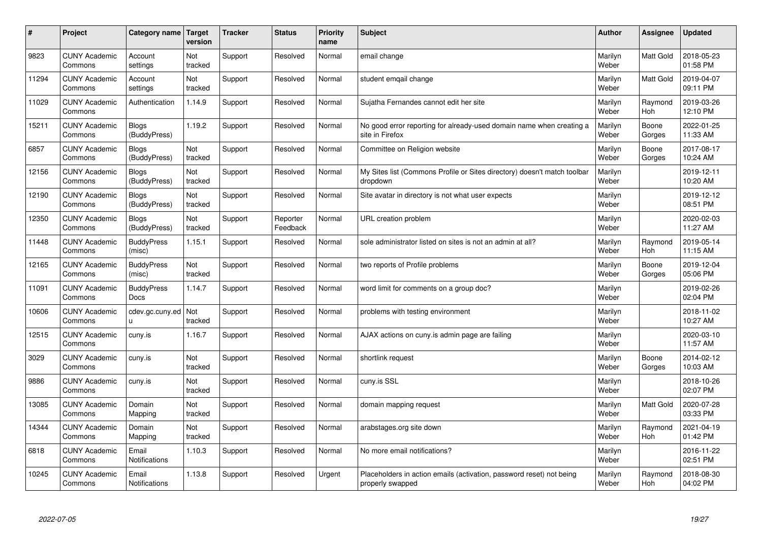| # | Project | Category name | Target version | Tracker | Status | Priority name | Subject | Author | Assignee | Updated |
|---|---|---|---|---|---|---|---|---|---|---|
| 9823 | CUNY Academic Commons | Account settings | Not tracked | Support | Resolved | Normal | email change | Marilyn Weber | Matt Gold | 2018-05-23 01:58 PM |
| 11294 | CUNY Academic Commons | Account settings | Not tracked | Support | Resolved | Normal | student emqail change | Marilyn Weber | Matt Gold | 2019-04-07 09:11 PM |
| 11029 | CUNY Academic Commons | Authentication | 1.14.9 | Support | Resolved | Normal | Sujatha Fernandes cannot edit her site | Marilyn Weber | Raymond Hoh | 2019-03-26 12:10 PM |
| 15211 | CUNY Academic Commons | Blogs (BuddyPress) | 1.19.2 | Support | Resolved | Normal | No good error reporting for already-used domain name when creating a site in Firefox | Marilyn Weber | Boone Gorges | 2022-01-25 11:33 AM |
| 6857 | CUNY Academic Commons | Blogs (BuddyPress) | Not tracked | Support | Resolved | Normal | Committee on Religion website | Marilyn Weber | Boone Gorges | 2017-08-17 10:24 AM |
| 12156 | CUNY Academic Commons | Blogs (BuddyPress) | Not tracked | Support | Resolved | Normal | My Sites list (Commons Profile or Sites directory) doesn't match toolbar dropdown | Marilyn Weber | | 2019-12-11 10:20 AM |
| 12190 | CUNY Academic Commons | Blogs (BuddyPress) | Not tracked | Support | Resolved | Normal | Site avatar in directory is not what user expects | Marilyn Weber | | 2019-12-12 08:51 PM |
| 12350 | CUNY Academic Commons | Blogs (BuddyPress) | Not tracked | Support | Reporter Feedback | Normal | URL creation problem | Marilyn Weber | | 2020-02-03 11:27 AM |
| 11448 | CUNY Academic Commons | BuddyPress (misc) | 1.15.1 | Support | Resolved | Normal | sole administrator listed on sites is not an admin at all? | Marilyn Weber | Raymond Hoh | 2019-05-14 11:15 AM |
| 12165 | CUNY Academic Commons | BuddyPress (misc) | Not tracked | Support | Resolved | Normal | two reports of Profile problems | Marilyn Weber | Boone Gorges | 2019-12-04 05:06 PM |
| 11091 | CUNY Academic Commons | BuddyPress Docs | 1.14.7 | Support | Resolved | Normal | word limit for comments on a group doc? | Marilyn Weber | | 2019-02-26 02:04 PM |
| 10606 | CUNY Academic Commons | cdev.gc.cuny.edu | Not tracked | Support | Resolved | Normal | problems with testing environment | Marilyn Weber | | 2018-11-02 10:27 AM |
| 12515 | CUNY Academic Commons | cuny.is | 1.16.7 | Support | Resolved | Normal | AJAX actions on cuny.is admin page are failing | Marilyn Weber | | 2020-03-10 11:57 AM |
| 3029 | CUNY Academic Commons | cuny.is | Not tracked | Support | Resolved | Normal | shortlink request | Marilyn Weber | Boone Gorges | 2014-02-12 10:03 AM |
| 9886 | CUNY Academic Commons | cuny.is | Not tracked | Support | Resolved | Normal | cuny.is SSL | Marilyn Weber | | 2018-10-26 02:07 PM |
| 13085 | CUNY Academic Commons | Domain Mapping | Not tracked | Support | Resolved | Normal | domain mapping request | Marilyn Weber | Matt Gold | 2020-07-28 03:33 PM |
| 14344 | CUNY Academic Commons | Domain Mapping | Not tracked | Support | Resolved | Normal | arabstages.org site down | Marilyn Weber | Raymond Hoh | 2021-04-19 01:42 PM |
| 6818 | CUNY Academic Commons | Email Notifications | 1.10.3 | Support | Resolved | Normal | No more email notifications? | Marilyn Weber | | 2016-11-22 02:51 PM |
| 10245 | CUNY Academic Commons | Email Notifications | 1.13.8 | Support | Resolved | Urgent | Placeholders in action emails (activation, password reset) not being properly swapped | Marilyn Weber | Raymond Hoh | 2018-08-30 04:02 PM |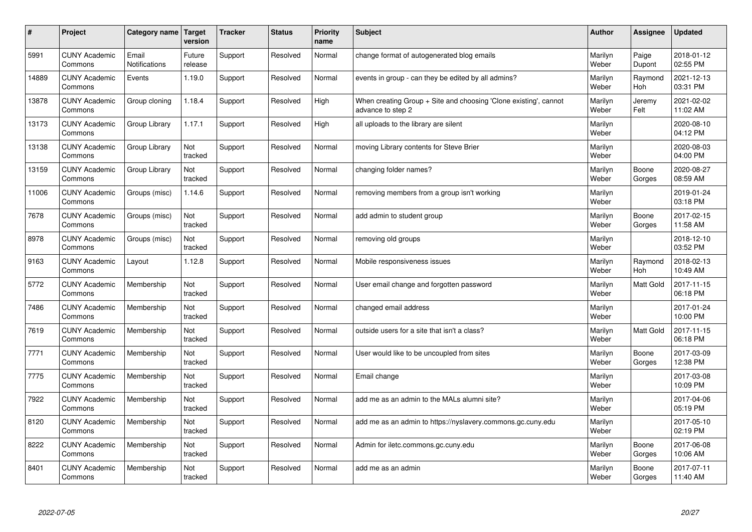| # | Project | Category name | Target version | Tracker | Status | Priority name | Subject | Author | Assignee | Updated |
|---|---|---|---|---|---|---|---|---|---|---|
| 5991 | CUNY Academic Commons | Email Notifications | Future release | Support | Resolved | Normal | change format of autogenerated blog emails | Marilyn Weber | Paige Dupont | 2018-01-12 02:55 PM |
| 14889 | CUNY Academic Commons | Events | 1.19.0 | Support | Resolved | Normal | events in group - can they be edited by all admins? | Marilyn Weber | Raymond Hoh | 2021-12-13 03:31 PM |
| 13878 | CUNY Academic Commons | Group cloning | 1.18.4 | Support | Resolved | High | When creating Group + Site and choosing 'Clone existing', cannot advance to step 2 | Marilyn Weber | Jeremy Felt | 2021-02-02 11:02 AM |
| 13173 | CUNY Academic Commons | Group Library | 1.17.1 | Support | Resolved | High | all uploads to the library are silent | Marilyn Weber | | 2020-08-10 04:12 PM |
| 13138 | CUNY Academic Commons | Group Library | Not tracked | Support | Resolved | Normal | moving Library contents for Steve Brier | Marilyn Weber | | 2020-08-03 04:00 PM |
| 13159 | CUNY Academic Commons | Group Library | Not tracked | Support | Resolved | Normal | changing folder names? | Marilyn Weber | Boone Gorges | 2020-08-27 08:59 AM |
| 11006 | CUNY Academic Commons | Groups (misc) | 1.14.6 | Support | Resolved | Normal | removing members from a group isn't working | Marilyn Weber | | 2019-01-24 03:18 PM |
| 7678 | CUNY Academic Commons | Groups (misc) | Not tracked | Support | Resolved | Normal | add admin to student group | Marilyn Weber | Boone Gorges | 2017-02-15 11:58 AM |
| 8978 | CUNY Academic Commons | Groups (misc) | Not tracked | Support | Resolved | Normal | removing old groups | Marilyn Weber | | 2018-12-10 03:52 PM |
| 9163 | CUNY Academic Commons | Layout | 1.12.8 | Support | Resolved | Normal | Mobile responsiveness issues | Marilyn Weber | Raymond Hoh | 2018-02-13 10:49 AM |
| 5772 | CUNY Academic Commons | Membership | Not tracked | Support | Resolved | Normal | User email change and forgotten password | Marilyn Weber | Matt Gold | 2017-11-15 06:18 PM |
| 7486 | CUNY Academic Commons | Membership | Not tracked | Support | Resolved | Normal | changed email address | Marilyn Weber | | 2017-01-24 10:00 PM |
| 7619 | CUNY Academic Commons | Membership | Not tracked | Support | Resolved | Normal | outside users for a site that isn't a class? | Marilyn Weber | Matt Gold | 2017-11-15 06:18 PM |
| 7771 | CUNY Academic Commons | Membership | Not tracked | Support | Resolved | Normal | User would like to be uncoupled from sites | Marilyn Weber | Boone Gorges | 2017-03-09 12:38 PM |
| 7775 | CUNY Academic Commons | Membership | Not tracked | Support | Resolved | Normal | Email change | Marilyn Weber | | 2017-03-08 10:09 PM |
| 7922 | CUNY Academic Commons | Membership | Not tracked | Support | Resolved | Normal | add me as an admin to the MALs alumni site? | Marilyn Weber | | 2017-04-06 05:19 PM |
| 8120 | CUNY Academic Commons | Membership | Not tracked | Support | Resolved | Normal | add me as an admin to https://nyslavery.commons.gc.cuny.edu | Marilyn Weber | | 2017-05-10 02:19 PM |
| 8222 | CUNY Academic Commons | Membership | Not tracked | Support | Resolved | Normal | Admin for iletc.commons.gc.cuny.edu | Marilyn Weber | Boone Gorges | 2017-06-08 10:06 AM |
| 8401 | CUNY Academic Commons | Membership | Not tracked | Support | Resolved | Normal | add me as an admin | Marilyn Weber | Boone Gorges | 2017-07-11 11:40 AM |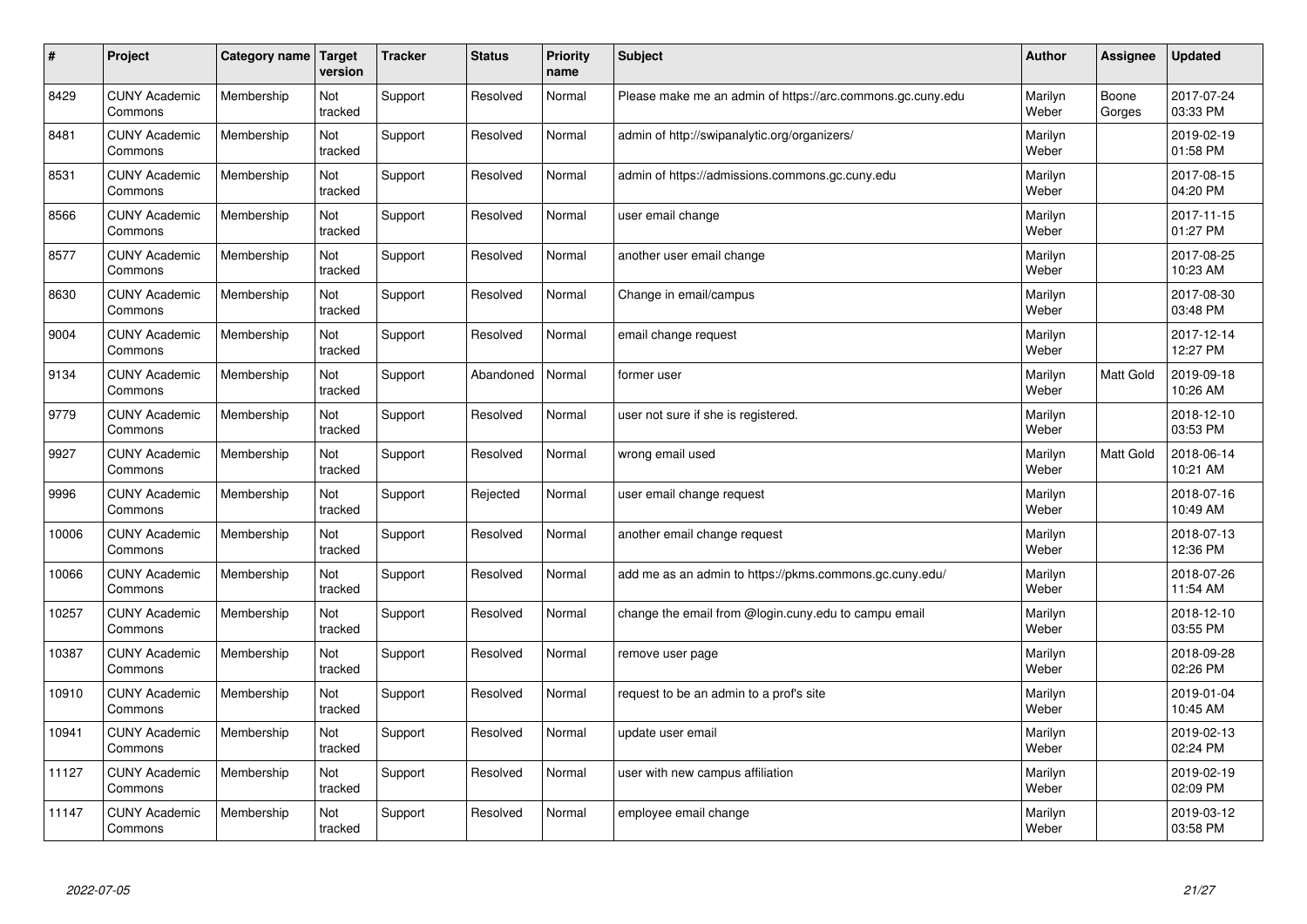| # | Project | Category name | Target version | Tracker | Status | Priority name | Subject | Author | Assignee | Updated |
|---|---|---|---|---|---|---|---|---|---|---|
| 8429 | CUNY Academic Commons | Membership | Not tracked | Support | Resolved | Normal | Please make me an admin of https://arc.commons.gc.cuny.edu | Marilyn Weber | Boone Gorges | 2017-07-24 03:33 PM |
| 8481 | CUNY Academic Commons | Membership | Not tracked | Support | Resolved | Normal | admin of http://swipanalytic.org/organizers/ | Marilyn Weber | | 2019-02-19 01:58 PM |
| 8531 | CUNY Academic Commons | Membership | Not tracked | Support | Resolved | Normal | admin of https://admissions.commons.gc.cuny.edu | Marilyn Weber | | 2017-08-15 04:20 PM |
| 8566 | CUNY Academic Commons | Membership | Not tracked | Support | Resolved | Normal | user email change | Marilyn Weber | | 2017-11-15 01:27 PM |
| 8577 | CUNY Academic Commons | Membership | Not tracked | Support | Resolved | Normal | another user email change | Marilyn Weber | | 2017-08-25 10:23 AM |
| 8630 | CUNY Academic Commons | Membership | Not tracked | Support | Resolved | Normal | Change in email/campus | Marilyn Weber | | 2017-08-30 03:48 PM |
| 9004 | CUNY Academic Commons | Membership | Not tracked | Support | Resolved | Normal | email change request | Marilyn Weber | | 2017-12-14 12:27 PM |
| 9134 | CUNY Academic Commons | Membership | Not tracked | Support | Abandoned | Normal | former user | Marilyn Weber | Matt Gold | 2019-09-18 10:26 AM |
| 9779 | CUNY Academic Commons | Membership | Not tracked | Support | Resolved | Normal | user not sure if she is registered. | Marilyn Weber | | 2018-12-10 03:53 PM |
| 9927 | CUNY Academic Commons | Membership | Not tracked | Support | Resolved | Normal | wrong email used | Marilyn Weber | Matt Gold | 2018-06-14 10:21 AM |
| 9996 | CUNY Academic Commons | Membership | Not tracked | Support | Rejected | Normal | user email change request | Marilyn Weber | | 2018-07-16 10:49 AM |
| 10006 | CUNY Academic Commons | Membership | Not tracked | Support | Resolved | Normal | another email change request | Marilyn Weber | | 2018-07-13 12:36 PM |
| 10066 | CUNY Academic Commons | Membership | Not tracked | Support | Resolved | Normal | add me as an admin to https://pkms.commons.gc.cuny.edu/ | Marilyn Weber | | 2018-07-26 11:54 AM |
| 10257 | CUNY Academic Commons | Membership | Not tracked | Support | Resolved | Normal | change the email from @login.cuny.edu to campu email | Marilyn Weber | | 2018-12-10 03:55 PM |
| 10387 | CUNY Academic Commons | Membership | Not tracked | Support | Resolved | Normal | remove user page | Marilyn Weber | | 2018-09-28 02:26 PM |
| 10910 | CUNY Academic Commons | Membership | Not tracked | Support | Resolved | Normal | request to be an admin to a prof's site | Marilyn Weber | | 2019-01-04 10:45 AM |
| 10941 | CUNY Academic Commons | Membership | Not tracked | Support | Resolved | Normal | update user email | Marilyn Weber | | 2019-02-13 02:24 PM |
| 11127 | CUNY Academic Commons | Membership | Not tracked | Support | Resolved | Normal | user with new campus affiliation | Marilyn Weber | | 2019-02-19 02:09 PM |
| 11147 | CUNY Academic Commons | Membership | Not tracked | Support | Resolved | Normal | employee email change | Marilyn Weber | | 2019-03-12 03:58 PM |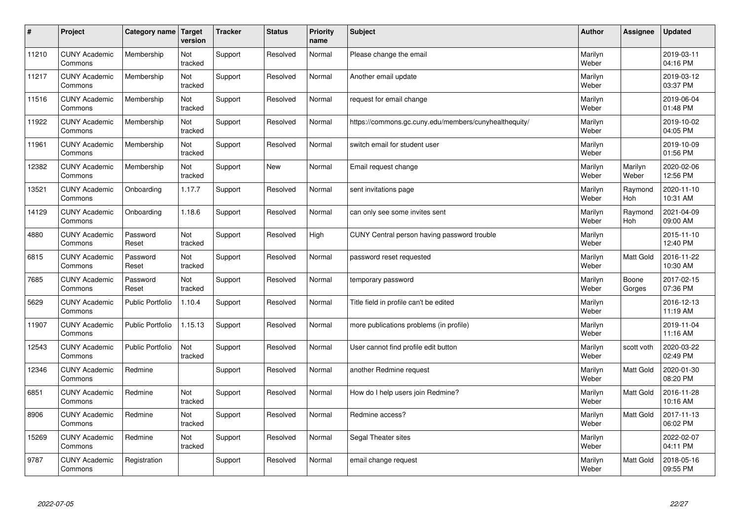| # | Project | Category name | Target version | Tracker | Status | Priority name | Subject | Author | Assignee | Updated |
|---|---|---|---|---|---|---|---|---|---|---|
| 11210 | CUNY Academic Commons | Membership | Not tracked | Support | Resolved | Normal | Please change the email | Marilyn Weber | | 2019-03-11 04:16 PM |
| 11217 | CUNY Academic Commons | Membership | Not tracked | Support | Resolved | Normal | Another email update | Marilyn Weber | | 2019-03-12 03:37 PM |
| 11516 | CUNY Academic Commons | Membership | Not tracked | Support | Resolved | Normal | request for email change | Marilyn Weber | | 2019-06-04 01:48 PM |
| 11922 | CUNY Academic Commons | Membership | Not tracked | Support | Resolved | Normal | https://commons.gc.cuny.edu/members/cunyhealthequity/ | Marilyn Weber | | 2019-10-02 04:05 PM |
| 11961 | CUNY Academic Commons | Membership | Not tracked | Support | Resolved | Normal | switch email for student user | Marilyn Weber | | 2019-10-09 01:56 PM |
| 12382 | CUNY Academic Commons | Membership | Not tracked | Support | New | Normal | Email request change | Marilyn Weber | Marilyn Weber | 2020-02-06 12:56 PM |
| 13521 | CUNY Academic Commons | Onboarding | 1.17.7 | Support | Resolved | Normal | sent invitations page | Marilyn Weber | Raymond Hoh | 2020-11-10 10:31 AM |
| 14129 | CUNY Academic Commons | Onboarding | 1.18.6 | Support | Resolved | Normal | can only see some invites sent | Marilyn Weber | Raymond Hoh | 2021-04-09 09:00 AM |
| 4880 | CUNY Academic Commons | Password Reset | Not tracked | Support | Resolved | High | CUNY Central person having password trouble | Marilyn Weber | | 2015-11-10 12:40 PM |
| 6815 | CUNY Academic Commons | Password Reset | Not tracked | Support | Resolved | Normal | password reset requested | Marilyn Weber | Matt Gold | 2016-11-22 10:30 AM |
| 7685 | CUNY Academic Commons | Password Reset | Not tracked | Support | Resolved | Normal | temporary password | Marilyn Weber | Boone Gorges | 2017-02-15 07:36 PM |
| 5629 | CUNY Academic Commons | Public Portfolio | 1.10.4 | Support | Resolved | Normal | Title field in profile can't be edited | Marilyn Weber | | 2016-12-13 11:19 AM |
| 11907 | CUNY Academic Commons | Public Portfolio | 1.15.13 | Support | Resolved | Normal | more publications problems (in profile) | Marilyn Weber | | 2019-11-04 11:16 AM |
| 12543 | CUNY Academic Commons | Public Portfolio | Not tracked | Support | Resolved | Normal | User cannot find profile edit button | Marilyn Weber | scott voth | 2020-03-22 02:49 PM |
| 12346 | CUNY Academic Commons | Redmine | | Support | Resolved | Normal | another Redmine request | Marilyn Weber | Matt Gold | 2020-01-30 08:20 PM |
| 6851 | CUNY Academic Commons | Redmine | Not tracked | Support | Resolved | Normal | How do I help users join Redmine? | Marilyn Weber | Matt Gold | 2016-11-28 10:16 AM |
| 8906 | CUNY Academic Commons | Redmine | Not tracked | Support | Resolved | Normal | Redmine access? | Marilyn Weber | Matt Gold | 2017-11-13 06:02 PM |
| 15269 | CUNY Academic Commons | Redmine | Not tracked | Support | Resolved | Normal | Segal Theater sites | Marilyn Weber | | 2022-02-07 04:11 PM |
| 9787 | CUNY Academic Commons | Registration | | Support | Resolved | Normal | email change request | Marilyn Weber | Matt Gold | 2018-05-16 09:55 PM |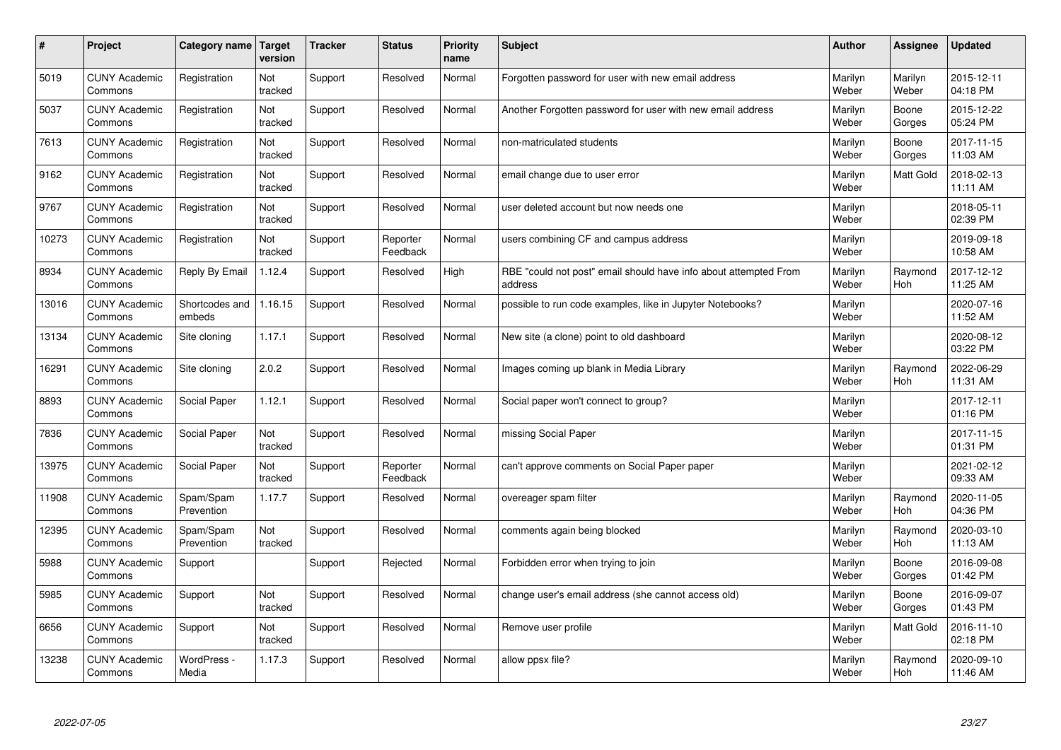| # | Project | Category name | Target version | Tracker | Status | Priority name | Subject | Author | Assignee | Updated |
|---|---|---|---|---|---|---|---|---|---|---|
| 5019 | CUNY Academic Commons | Registration | Not tracked | Support | Resolved | Normal | Forgotten password for user with new email address | Marilyn Weber | Marilyn Weber | 2015-12-11 04:18 PM |
| 5037 | CUNY Academic Commons | Registration | Not tracked | Support | Resolved | Normal | Another Forgotten password for user with new email address | Marilyn Weber | Boone Gorges | 2015-12-22 05:24 PM |
| 7613 | CUNY Academic Commons | Registration | Not tracked | Support | Resolved | Normal | non-matriculated students | Marilyn Weber | Boone Gorges | 2017-11-15 11:03 AM |
| 9162 | CUNY Academic Commons | Registration | Not tracked | Support | Resolved | Normal | email change due to user error | Marilyn Weber | Matt Gold | 2018-02-13 11:11 AM |
| 9767 | CUNY Academic Commons | Registration | Not tracked | Support | Resolved | Normal | user deleted account but now needs one | Marilyn Weber | | 2018-05-11 02:39 PM |
| 10273 | CUNY Academic Commons | Registration | Not tracked | Support | Reporter Feedback | Normal | users combining CF and campus address | Marilyn Weber | | 2019-09-18 10:58 AM |
| 8934 | CUNY Academic Commons | Reply By Email | 1.12.4 | Support | Resolved | High | RBE "could not post" email should have info about attempted From address | Marilyn Weber | Raymond Hoh | 2017-12-12 11:25 AM |
| 13016 | CUNY Academic Commons | Shortcodes and embeds | 1.16.15 | Support | Resolved | Normal | possible to run code examples, like in Jupyter Notebooks? | Marilyn Weber | | 2020-07-16 11:52 AM |
| 13134 | CUNY Academic Commons | Site cloning | 1.17.1 | Support | Resolved | Normal | New site (a clone) point to old dashboard | Marilyn Weber | | 2020-08-12 03:22 PM |
| 16291 | CUNY Academic Commons | Site cloning | 2.0.2 | Support | Resolved | Normal | Images coming up blank in Media Library | Marilyn Weber | Raymond Hoh | 2022-06-29 11:31 AM |
| 8893 | CUNY Academic Commons | Social Paper | 1.12.1 | Support | Resolved | Normal | Social paper won't connect to group? | Marilyn Weber | | 2017-12-11 01:16 PM |
| 7836 | CUNY Academic Commons | Social Paper | Not tracked | Support | Resolved | Normal | missing Social Paper | Marilyn Weber | | 2017-11-15 01:31 PM |
| 13975 | CUNY Academic Commons | Social Paper | Not tracked | Support | Reporter Feedback | Normal | can't approve comments on Social Paper paper | Marilyn Weber | | 2021-02-12 09:33 AM |
| 11908 | CUNY Academic Commons | Spam/Spam Prevention | 1.17.7 | Support | Resolved | Normal | overeager spam filter | Marilyn Weber | Raymond Hoh | 2020-11-05 04:36 PM |
| 12395 | CUNY Academic Commons | Spam/Spam Prevention | Not tracked | Support | Resolved | Normal | comments again being blocked | Marilyn Weber | Raymond Hoh | 2020-03-10 11:13 AM |
| 5988 | CUNY Academic Commons | Support | | Support | Rejected | Normal | Forbidden error when trying to join | Marilyn Weber | Boone Gorges | 2016-09-08 01:42 PM |
| 5985 | CUNY Academic Commons | Support | Not tracked | Support | Resolved | Normal | change user's email address (she cannot access old) | Marilyn Weber | Boone Gorges | 2016-09-07 01:43 PM |
| 6656 | CUNY Academic Commons | Support | Not tracked | Support | Resolved | Normal | Remove user profile | Marilyn Weber | Matt Gold | 2016-11-10 02:18 PM |
| 13238 | CUNY Academic Commons | WordPress - Media | 1.17.3 | Support | Resolved | Normal | allow ppsx file? | Marilyn Weber | Raymond Hoh | 2020-09-10 11:46 AM |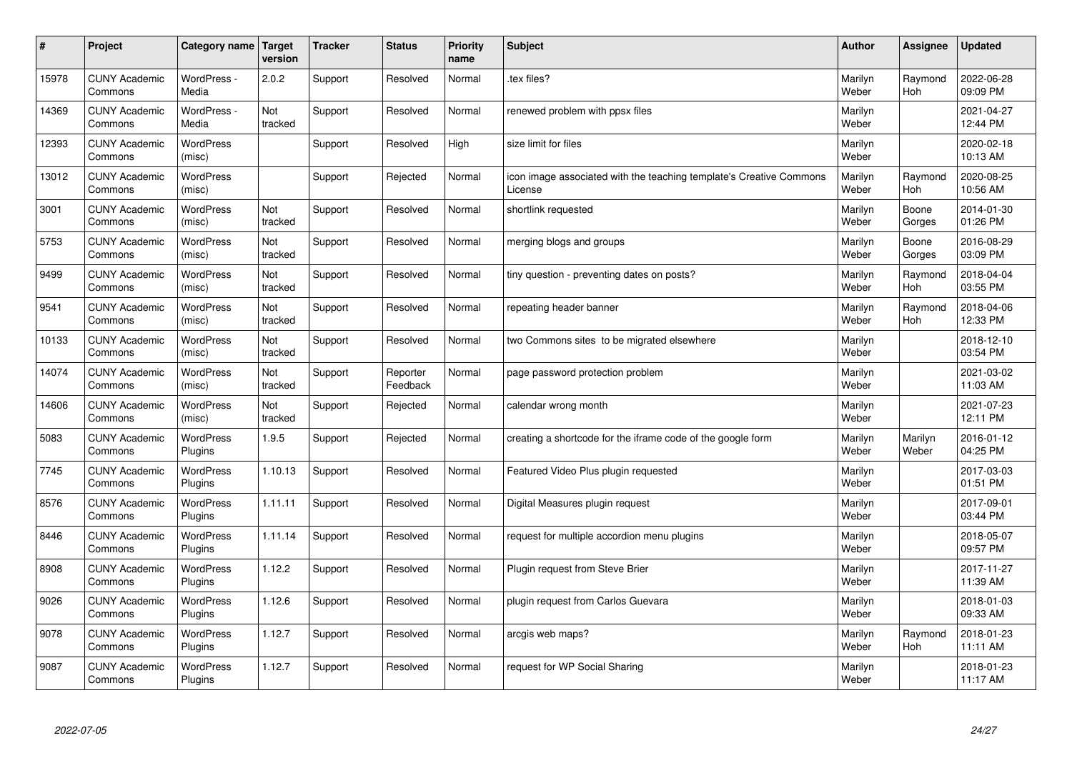| # | Project | Category name | Target version | Tracker | Status | Priority name | Subject | Author | Assignee | Updated |
|---|---|---|---|---|---|---|---|---|---|---|
| 15978 | CUNY Academic Commons | WordPress - Media | 2.0.2 | Support | Resolved | Normal | .tex files? | Marilyn Weber | Raymond Hoh | 2022-06-28 09:09 PM |
| 14369 | CUNY Academic Commons | WordPress - Media | Not tracked | Support | Resolved | Normal | renewed problem with ppsx files | Marilyn Weber | | 2021-04-27 12:44 PM |
| 12393 | CUNY Academic Commons | WordPress (misc) | | Support | Resolved | High | size limit for files | Marilyn Weber | | 2020-02-18 10:13 AM |
| 13012 | CUNY Academic Commons | WordPress (misc) | | Support | Rejected | Normal | icon image associated with the teaching template's Creative Commons License | Marilyn Weber | Raymond Hoh | 2020-08-25 10:56 AM |
| 3001 | CUNY Academic Commons | WordPress (misc) | Not tracked | Support | Resolved | Normal | shortlink requested | Marilyn Weber | Boone Gorges | 2014-01-30 01:26 PM |
| 5753 | CUNY Academic Commons | WordPress (misc) | Not tracked | Support | Resolved | Normal | merging blogs and groups | Marilyn Weber | Boone Gorges | 2016-08-29 03:09 PM |
| 9499 | CUNY Academic Commons | WordPress (misc) | Not tracked | Support | Resolved | Normal | tiny question - preventing dates on posts? | Marilyn Weber | Raymond Hoh | 2018-04-04 03:55 PM |
| 9541 | CUNY Academic Commons | WordPress (misc) | Not tracked | Support | Resolved | Normal | repeating header banner | Marilyn Weber | Raymond Hoh | 2018-04-06 12:33 PM |
| 10133 | CUNY Academic Commons | WordPress (misc) | Not tracked | Support | Resolved | Normal | two Commons sites to be migrated elsewhere | Marilyn Weber | | 2018-12-10 03:54 PM |
| 14074 | CUNY Academic Commons | WordPress (misc) | Not tracked | Support | Reporter Feedback | Normal | page password protection problem | Marilyn Weber | | 2021-03-02 11:03 AM |
| 14606 | CUNY Academic Commons | WordPress (misc) | Not tracked | Support | Rejected | Normal | calendar wrong month | Marilyn Weber | | 2021-07-23 12:11 PM |
| 5083 | CUNY Academic Commons | WordPress Plugins | 1.9.5 | Support | Rejected | Normal | creating a shortcode for the iframe code of the google form | Marilyn Weber | Marilyn Weber | 2016-01-12 04:25 PM |
| 7745 | CUNY Academic Commons | WordPress Plugins | 1.10.13 | Support | Resolved | Normal | Featured Video Plus plugin requested | Marilyn Weber | | 2017-03-03 01:51 PM |
| 8576 | CUNY Academic Commons | WordPress Plugins | 1.11.11 | Support | Resolved | Normal | Digital Measures plugin request | Marilyn Weber | | 2017-09-01 03:44 PM |
| 8446 | CUNY Academic Commons | WordPress Plugins | 1.11.14 | Support | Resolved | Normal | request for multiple accordion menu plugins | Marilyn Weber | | 2018-05-07 09:57 PM |
| 8908 | CUNY Academic Commons | WordPress Plugins | 1.12.2 | Support | Resolved | Normal | Plugin request from Steve Brier | Marilyn Weber | | 2017-11-27 11:39 AM |
| 9026 | CUNY Academic Commons | WordPress Plugins | 1.12.6 | Support | Resolved | Normal | plugin request from Carlos Guevara | Marilyn Weber | | 2018-01-03 09:33 AM |
| 9078 | CUNY Academic Commons | WordPress Plugins | 1.12.7 | Support | Resolved | Normal | arcgis web maps? | Marilyn Weber | Raymond Hoh | 2018-01-23 11:11 AM |
| 9087 | CUNY Academic Commons | WordPress Plugins | 1.12.7 | Support | Resolved | Normal | request for WP Social Sharing | Marilyn Weber | | 2018-01-23 11:17 AM |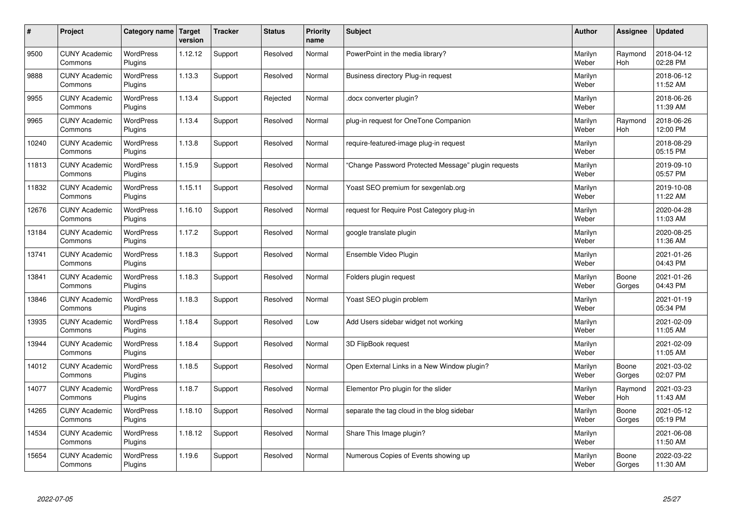| # | Project | Category name | Target version | Tracker | Status | Priority name | Subject | Author | Assignee | Updated |
|---|---|---|---|---|---|---|---|---|---|---|
| 9500 | CUNY Academic Commons | WordPress Plugins | 1.12.12 | Support | Resolved | Normal | PowerPoint in the media library? | Marilyn Weber | Raymond Hoh | 2018-04-12 02:28 PM |
| 9888 | CUNY Academic Commons | WordPress Plugins | 1.13.3 | Support | Resolved | Normal | Business directory Plug-in request | Marilyn Weber | | 2018-06-12 11:52 AM |
| 9955 | CUNY Academic Commons | WordPress Plugins | 1.13.4 | Support | Rejected | Normal | .docx converter plugin? | Marilyn Weber | | 2018-06-26 11:39 AM |
| 9965 | CUNY Academic Commons | WordPress Plugins | 1.13.4 | Support | Resolved | Normal | plug-in request for OneTone Companion | Marilyn Weber | Raymond Hoh | 2018-06-26 12:00 PM |
| 10240 | CUNY Academic Commons | WordPress Plugins | 1.13.8 | Support | Resolved | Normal | require-featured-image plug-in request | Marilyn Weber | | 2018-08-29 05:15 PM |
| 11813 | CUNY Academic Commons | WordPress Plugins | 1.15.9 | Support | Resolved | Normal | "Change Password Protected Message" plugin requests | Marilyn Weber | | 2019-09-10 05:57 PM |
| 11832 | CUNY Academic Commons | WordPress Plugins | 1.15.11 | Support | Resolved | Normal | Yoast SEO premium for sexgenlab.org | Marilyn Weber | | 2019-10-08 11:22 AM |
| 12676 | CUNY Academic Commons | WordPress Plugins | 1.16.10 | Support | Resolved | Normal | request for Require Post Category plug-in | Marilyn Weber | | 2020-04-28 11:03 AM |
| 13184 | CUNY Academic Commons | WordPress Plugins | 1.17.2 | Support | Resolved | Normal | google translate plugin | Marilyn Weber | | 2020-08-25 11:36 AM |
| 13741 | CUNY Academic Commons | WordPress Plugins | 1.18.3 | Support | Resolved | Normal | Ensemble Video Plugin | Marilyn Weber | | 2021-01-26 04:43 PM |
| 13841 | CUNY Academic Commons | WordPress Plugins | 1.18.3 | Support | Resolved | Normal | Folders plugin request | Marilyn Weber | Boone Gorges | 2021-01-26 04:43 PM |
| 13846 | CUNY Academic Commons | WordPress Plugins | 1.18.3 | Support | Resolved | Normal | Yoast SEO plugin problem | Marilyn Weber | | 2021-01-19 05:34 PM |
| 13935 | CUNY Academic Commons | WordPress Plugins | 1.18.4 | Support | Resolved | Low | Add Users sidebar widget not working | Marilyn Weber | | 2021-02-09 11:05 AM |
| 13944 | CUNY Academic Commons | WordPress Plugins | 1.18.4 | Support | Resolved | Normal | 3D FlipBook request | Marilyn Weber | | 2021-02-09 11:05 AM |
| 14012 | CUNY Academic Commons | WordPress Plugins | 1.18.5 | Support | Resolved | Normal | Open External Links in a New Window plugin? | Marilyn Weber | Boone Gorges | 2021-03-02 02:07 PM |
| 14077 | CUNY Academic Commons | WordPress Plugins | 1.18.7 | Support | Resolved | Normal | Elementor Pro plugin for the slider | Marilyn Weber | Raymond Hoh | 2021-03-23 11:43 AM |
| 14265 | CUNY Academic Commons | WordPress Plugins | 1.18.10 | Support | Resolved | Normal | separate the tag cloud in the blog sidebar | Marilyn Weber | Boone Gorges | 2021-05-12 05:19 PM |
| 14534 | CUNY Academic Commons | WordPress Plugins | 1.18.12 | Support | Resolved | Normal | Share This Image plugin? | Marilyn Weber | | 2021-06-08 11:50 AM |
| 15654 | CUNY Academic Commons | WordPress Plugins | 1.19.6 | Support | Resolved | Normal | Numerous Copies of Events showing up | Marilyn Weber | Boone Gorges | 2022-03-22 11:30 AM |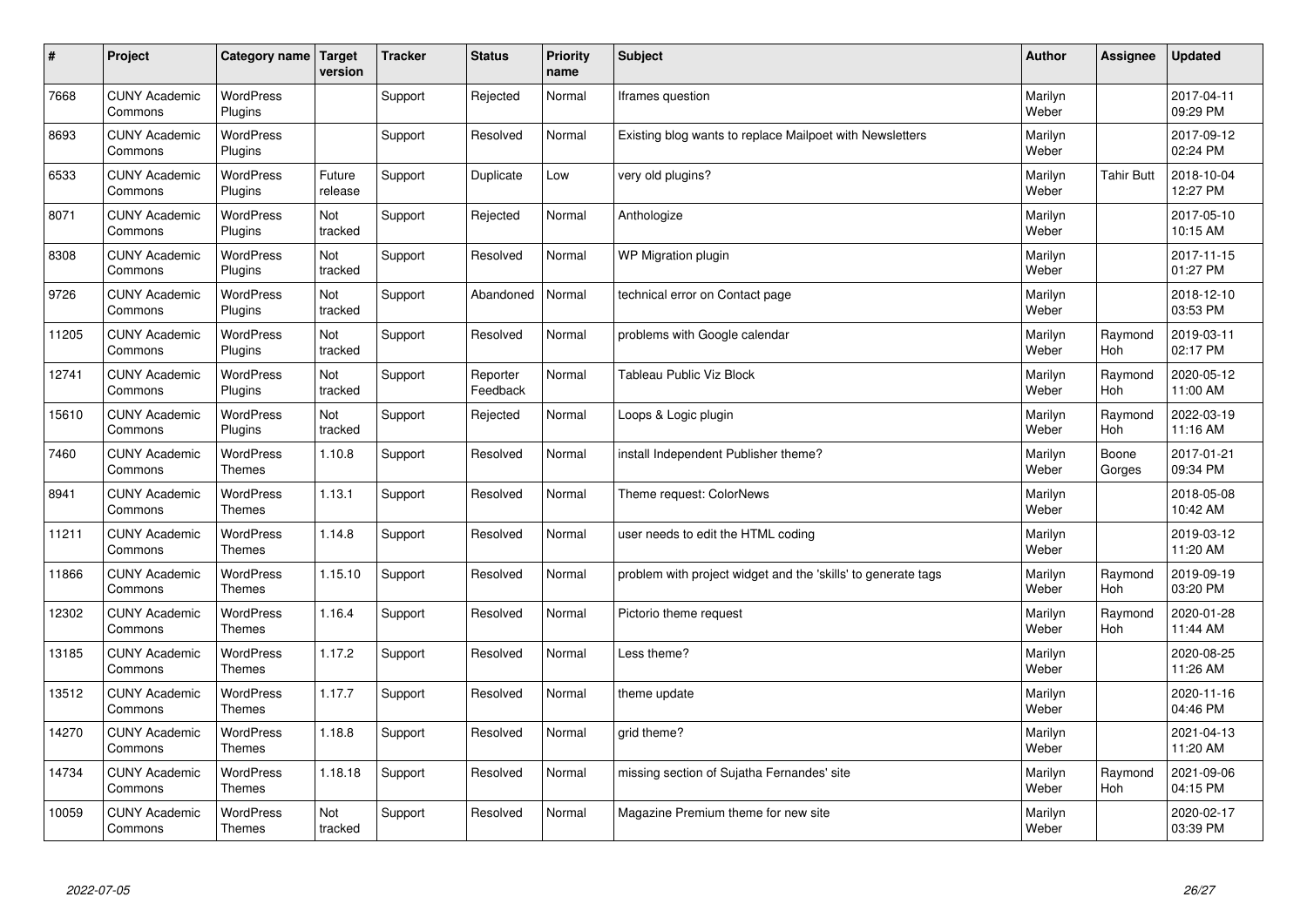| # | Project | Category name | Target version | Tracker | Status | Priority name | Subject | Author | Assignee | Updated |
|---|---|---|---|---|---|---|---|---|---|---|
| 7668 | CUNY Academic Commons | WordPress Plugins | | Support | Rejected | Normal | Iframes question | Marilyn Weber | | 2017-04-11 09:29 PM |
| 8693 | CUNY Academic Commons | WordPress Plugins | | Support | Resolved | Normal | Existing blog wants to replace Mailpoet with Newsletters | Marilyn Weber | | 2017-09-12 02:24 PM |
| 6533 | CUNY Academic Commons | WordPress Plugins | Future release | Support | Duplicate | Low | very old plugins? | Marilyn Weber | Tahir Butt | 2018-10-04 12:27 PM |
| 8071 | CUNY Academic Commons | WordPress Plugins | Not tracked | Support | Rejected | Normal | Anthologize | Marilyn Weber | | 2017-05-10 10:15 AM |
| 8308 | CUNY Academic Commons | WordPress Plugins | Not tracked | Support | Resolved | Normal | WP Migration plugin | Marilyn Weber | | 2017-11-15 01:27 PM |
| 9726 | CUNY Academic Commons | WordPress Plugins | Not tracked | Support | Abandoned | Normal | technical error on Contact page | Marilyn Weber | | 2018-12-10 03:53 PM |
| 11205 | CUNY Academic Commons | WordPress Plugins | Not tracked | Support | Resolved | Normal | problems with Google calendar | Marilyn Weber | Raymond Hoh | 2019-03-11 02:17 PM |
| 12741 | CUNY Academic Commons | WordPress Plugins | Not tracked | Support | Reporter Feedback | Normal | Tableau Public Viz Block | Marilyn Weber | Raymond Hoh | 2020-05-12 11:00 AM |
| 15610 | CUNY Academic Commons | WordPress Plugins | Not tracked | Support | Rejected | Normal | Loops & Logic plugin | Marilyn Weber | Raymond Hoh | 2022-03-19 11:16 AM |
| 7460 | CUNY Academic Commons | WordPress Themes | 1.10.8 | Support | Resolved | Normal | install Independent Publisher theme? | Marilyn Weber | Boone Gorges | 2017-01-21 09:34 PM |
| 8941 | CUNY Academic Commons | WordPress Themes | 1.13.1 | Support | Resolved | Normal | Theme request: ColorNews | Marilyn Weber | | 2018-05-08 10:42 AM |
| 11211 | CUNY Academic Commons | WordPress Themes | 1.14.8 | Support | Resolved | Normal | user needs to edit the HTML coding | Marilyn Weber | | 2019-03-12 11:20 AM |
| 11866 | CUNY Academic Commons | WordPress Themes | 1.15.10 | Support | Resolved | Normal | problem with project widget and the 'skills' to generate tags | Marilyn Weber | Raymond Hoh | 2019-09-19 03:20 PM |
| 12302 | CUNY Academic Commons | WordPress Themes | 1.16.4 | Support | Resolved | Normal | Pictorio theme request | Marilyn Weber | Raymond Hoh | 2020-01-28 11:44 AM |
| 13185 | CUNY Academic Commons | WordPress Themes | 1.17.2 | Support | Resolved | Normal | Less theme? | Marilyn Weber | | 2020-08-25 11:26 AM |
| 13512 | CUNY Academic Commons | WordPress Themes | 1.17.7 | Support | Resolved | Normal | theme update | Marilyn Weber | | 2020-11-16 04:46 PM |
| 14270 | CUNY Academic Commons | WordPress Themes | 1.18.8 | Support | Resolved | Normal | grid theme? | Marilyn Weber | | 2021-04-13 11:20 AM |
| 14734 | CUNY Academic Commons | WordPress Themes | 1.18.18 | Support | Resolved | Normal | missing section of Sujatha Fernandes' site | Marilyn Weber | Raymond Hoh | 2021-09-06 04:15 PM |
| 10059 | CUNY Academic Commons | WordPress Themes | Not tracked | Support | Resolved | Normal | Magazine Premium theme for new site | Marilyn Weber | | 2020-02-17 03:39 PM |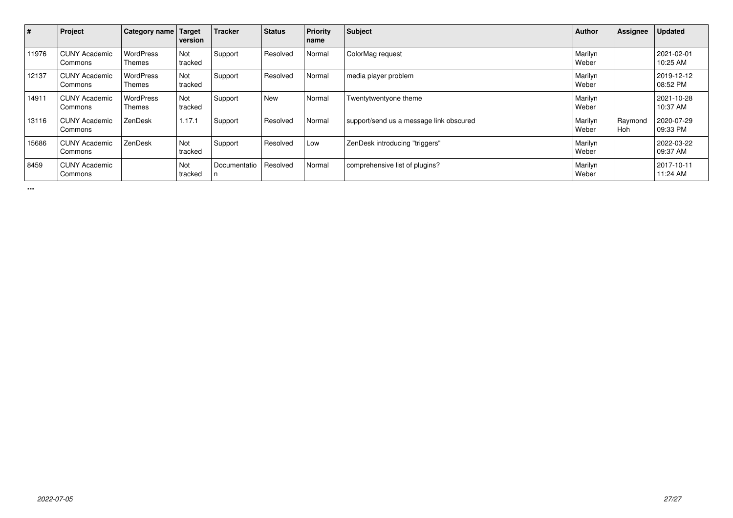| # | Project | Category name | Target version | Tracker | Status | Priority name | Subject | Author | Assignee | Updated |
|---|---|---|---|---|---|---|---|---|---|---|
| 11976 | CUNY Academic Commons | WordPress Themes | Not tracked | Support | Resolved | Normal | ColorMag request | Marilyn Weber | | 2021-02-01 10:25 AM |
| 12137 | CUNY Academic Commons | WordPress Themes | Not tracked | Support | Resolved | Normal | media player problem | Marilyn Weber | | 2019-12-12 08:52 PM |
| 14911 | CUNY Academic Commons | WordPress Themes | Not tracked | Support | New | Normal | Twentytwentyone theme | Marilyn Weber | | 2021-10-28 10:37 AM |
| 13116 | CUNY Academic Commons | ZenDesk | 1.17.1 | Support | Resolved | Normal | support/send us a message link obscured | Marilyn Weber | Raymond Hoh | 2020-07-29 09:33 PM |
| 15686 | CUNY Academic Commons | ZenDesk | Not tracked | Support | Resolved | Low | ZenDesk introducing "triggers" | Marilyn Weber | | 2022-03-22 09:37 AM |
| 8459 | CUNY Academic Commons | | Not tracked | Documentation | Resolved | Normal | comprehensive list of plugins? | Marilyn Weber | | 2017-10-11 11:24 AM |

...